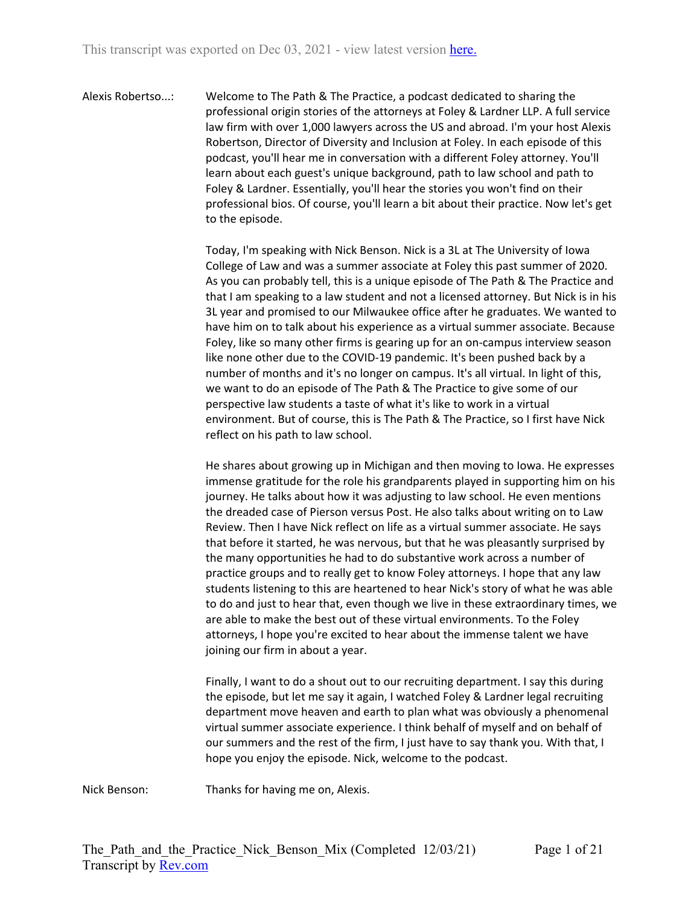This transcript was exported on Dec 03, 2021 - view latest version [here.](#)

**Alexis Robertso...:** Welcome to The Path & The Practice, a podcast dedicated to sharing the professional origin stories of the attorneys at Foley & Lardner LLP. A full service law firm with over 1,000 lawyers across the US and abroad. I'm your host Alexis Robertson, Director of Diversity and Inclusion at Foley. In each episode of this podcast, you'll hear me in conversation with a different Foley attorney. You'll learn about each guest's unique background, path to law school and path to Foley & Lardner. Essentially, you'll hear the stories you won't find on their professional bios. Of course, you'll learn a bit about their practice. Now let's get to the episode.

Today, I'm speaking with Nick Benson. Nick is a 3L at The University of Iowa College of Law and was a summer associate at Foley this past summer of 2020. As you can probably tell, this is a unique episode of The Path & The Practice and that I am speaking to a law student and not a licensed attorney. But Nick is in his 3L year and promised to our Milwaukee office after he graduates. We wanted to have him on to talk about his experience as a virtual summer associate. Because Foley, like so many other firms is gearing up for an on-campus interview season like none other due to the COVID-19 pandemic. It's been pushed back by a number of months and it's no longer on campus. It's all virtual. In light of this, we want to do an episode of The Path & The Practice to give some of our perspective law students a taste of what it's like to work in a virtual environment. But of course, this is The Path & The Practice, so I first have Nick reflect on his path to law school.

He shares about growing up in Michigan and then moving to Iowa. He expresses immense gratitude for the role his grandparents played in supporting him on his journey. He talks about how it was adjusting to law school. He even mentions the dreaded case of Pierson versus Post. He also talks about writing on to Law Review. Then I have Nick reflect on life as a virtual summer associate. He says that before it started, he was nervous, but that he was pleasantly surprised by the many opportunities he had to do substantive work across a number of practice groups and to really get to know Foley attorneys. I hope that any law students listening to this are heartened to hear Nick's story of what he was able to do and just to hear that, even though we live in these extraordinary times, we are able to make the best out of these virtual environments. To the Foley attorneys, I hope you're excited to hear about the immense talent we have joining our firm in about a year.

Finally, I want to do a shout out to our recruiting department. I say this during the episode, but let me say it again, I watched Foley & Lardner legal recruiting department move heaven and earth to plan what was obviously a phenomenal virtual summer associate experience. I think behalf of myself and on behalf of our summers and the rest of the firm, I just have to say thank you. With that, I hope you enjoy the episode. Nick, welcome to the podcast.

**Nick Benson:** Thanks for having me on, Alexis.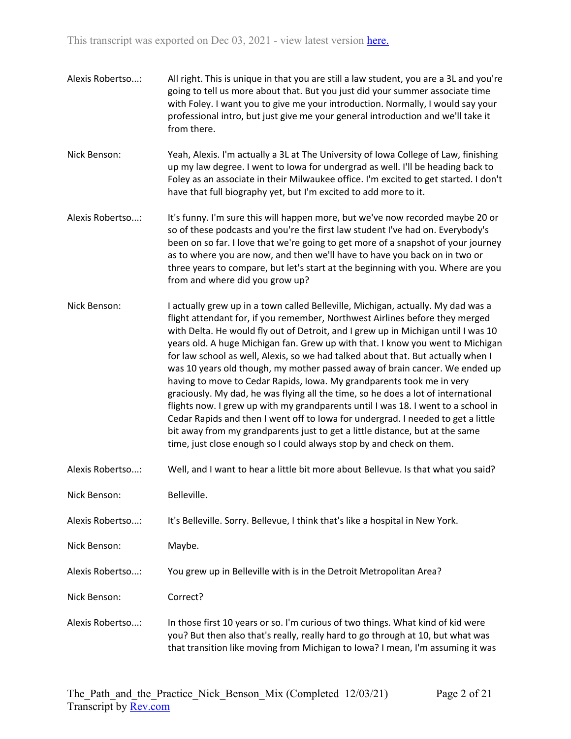Alexis Robertso...: All right. This is unique in that you are still a law student, you are a 3L and you're going to tell us more about that. But you just did your summer associate time with Foley. I want you to give me your introduction. Normally, I would say your professional intro, but just give me your general introduction and we'll take it from there.

Nick Benson: Yeah, Alexis. I'm actually a 3L at The University of Iowa College of Law, finishing up my law degree. I went to Iowa for undergrad as well. I'll be heading back to Foley as an associate in their Milwaukee office. I'm excited to get started. I don't have that full biography yet, but I'm excited to add more to it.

Alexis Robertso...: It's funny. I'm sure this will happen more, but we've now recorded maybe 20 or so of these podcasts and you're the first law student I've had on. Everybody's been on so far. I love that we're going to get more of a snapshot of your journey as to where you are now, and then we'll have to have you back on in two or three years to compare, but let's start at the beginning with you. Where are you from and where did you grow up?

Nick Benson: I actually grew up in a town called Belleville, Michigan, actually. My dad was a flight attendant for, if you remember, Northwest Airlines before they merged with Delta. He would fly out of Detroit, and I grew up in Michigan until I was 10 years old. A huge Michigan fan. Grew up with that. I know you went to Michigan for law school as well, Alexis, so we had talked about that. But actually when I was 10 years old though, my mother passed away of brain cancer. We ended up having to move to Cedar Rapids, Iowa. My grandparents took me in very graciously. My dad, he was flying all the time, so he does a lot of international flights now. I grew up with my grandparents until I was 18. I went to a school in Cedar Rapids and then I went off to Iowa for undergrad. I needed to get a little bit away from my grandparents just to get a little distance, but at the same time, just close enough so I could always stop by and check on them.

Alexis Robertso...: Well, and I want to hear a little bit more about Bellevue. Is that what you said?

Nick Benson: Belleville.

Alexis Robertso...: It's Belleville. Sorry. Bellevue, I think that's like a hospital in New York.

Nick Benson: Maybe.

Alexis Robertso...: You grew up in Belleville with is in the Detroit Metropolitan Area?

Nick Benson: Correct?

Alexis Robertso...: In those first 10 years or so. I'm curious of two things. What kind of kid were you? But then also that's really, really hard to go through at 10, but what was that transition like moving from Michigan to Iowa? I mean, I'm assuming it was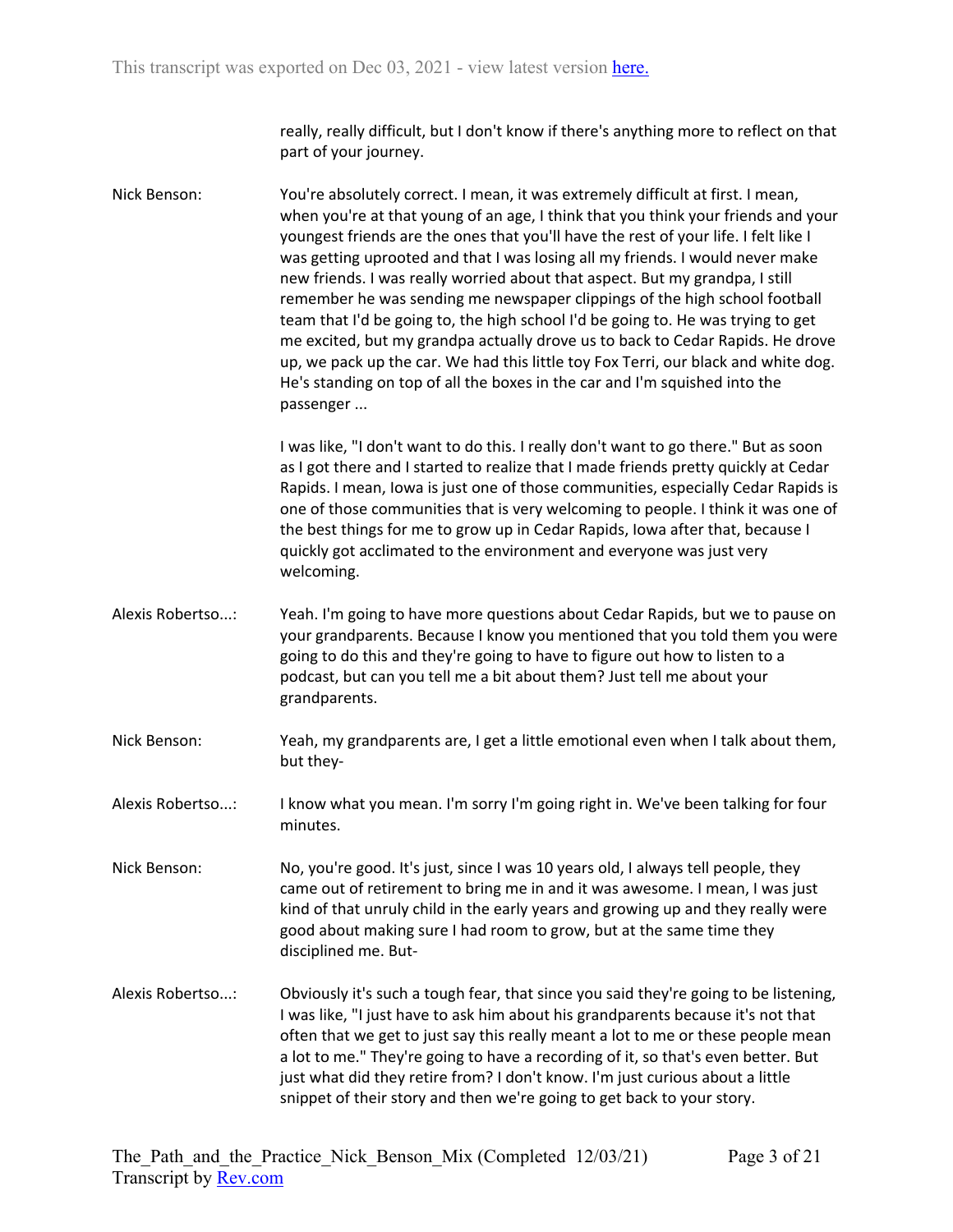really, really difficult, but I don't know if there's anything more to reflect on that part of your journey.

**Nick Benson:** You're absolutely correct. I mean, it was extremely difficult at first. I mean, when you're at that young of an age, I think that you think your friends and your youngest friends are the ones that you'll have the rest of your life. I felt like I was getting uprooted and that I was losing all my friends. I would never make new friends. I was really worried about that aspect. But my grandpa, I still remember he was sending me newspaper clippings of the high school football team that I'd be going to, the high school I'd be going to. He was trying to get me excited, but my grandpa actually drove us to back to Cedar Rapids. He drove up, we pack up the car. We had this little toy Fox Terri, our black and white dog. He's standing on top of all the boxes in the car and I'm squished into the passenger ...

I was like, "I don't want to do this. I really don't want to go there." But as soon as I got there and I started to realize that I made friends pretty quickly at Cedar Rapids. I mean, Iowa is just one of those communities, especially Cedar Rapids is one of those communities that is very welcoming to people. I think it was one of the best things for me to grow up in Cedar Rapids, Iowa after that, because I quickly got acclimated to the environment and everyone was just very welcoming.

**Alexis Robertso...:** Yeah. I'm going to have more questions about Cedar Rapids, but we to pause on your grandparents. Because I know you mentioned that you told them you were going to do this and they're going to have to figure out how to listen to a podcast, but can you tell me a bit about them? Just tell me about your grandparents.

**Nick Benson:** Yeah, my grandparents are, I get a little emotional even when I talk about them, but they-

**Alexis Robertso...:** I know what you mean. I'm sorry I'm going right in. We've been talking for four minutes.

**Nick Benson:** No, you're good. It's just, since I was 10 years old, I always tell people, they came out of retirement to bring me in and it was awesome. I mean, I was just kind of that unruly child in the early years and growing up and they really were good about making sure I had room to grow, but at the same time they disciplined me. But-

**Alexis Robertso...:** Obviously it's such a tough fear, that since you said they're going to be listening, I was like, "I just have to ask him about his grandparents because it's not that often that we get to just say this really meant a lot to me or these people mean a lot to me." They're going to have a recording of it, so that's even better. But just what did they retire from? I don't know. I'm just curious about a little snippet of their story and then we're going to get back to your story.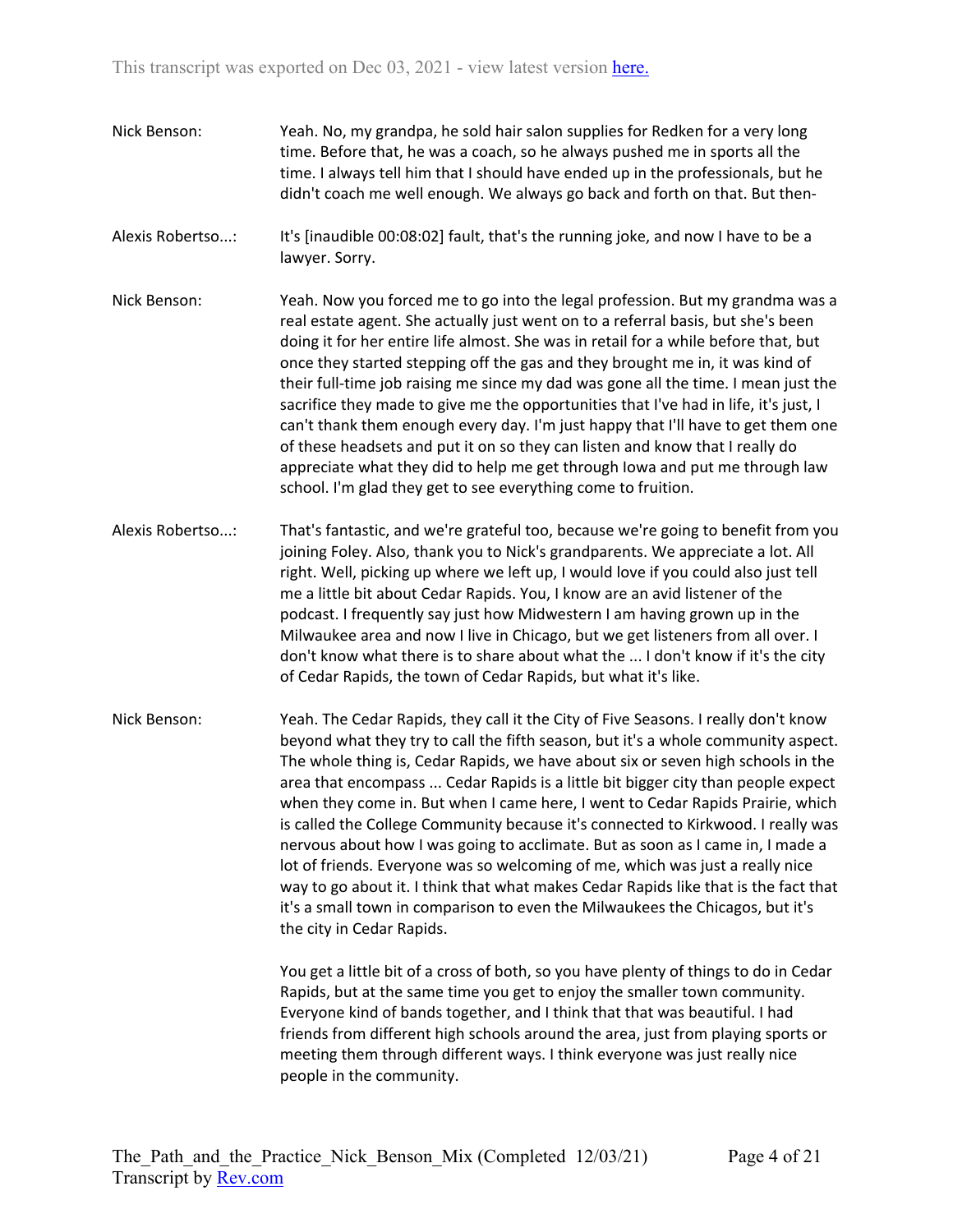Nick Benson: Yeah. No, my grandpa, he sold hair salon supplies for Redken for a very long time. Before that, he was a coach, so he always pushed me in sports all the time. I always tell him that I should have ended up in the professionals, but he didn't coach me well enough. We always go back and forth on that. But then-

Alexis Robertso...: It's [inaudible 00:08:02] fault, that's the running joke, and now I have to be a lawyer. Sorry.

Nick Benson: Yeah. Now you forced me to go into the legal profession. But my grandma was a real estate agent. She actually just went on to a referral basis, but she's been doing it for her entire life almost. She was in retail for a while before that, but once they started stepping off the gas and they brought me in, it was kind of their full-time job raising me since my dad was gone all the time. I mean just the sacrifice they made to give me the opportunities that I've had in life, it's just, I can't thank them enough every day. I'm just happy that I'll have to get them one of these headsets and put it on so they can listen and know that I really do appreciate what they did to help me get through Iowa and put me through law school. I'm glad they get to see everything come to fruition.

Alexis Robertso...: That's fantastic, and we're grateful too, because we're going to benefit from you joining Foley. Also, thank you to Nick's grandparents. We appreciate a lot. All right. Well, picking up where we left up, I would love if you could also just tell me a little bit about Cedar Rapids. You, I know are an avid listener of the podcast. I frequently say just how Midwestern I am having grown up in the Milwaukee area and now I live in Chicago, but we get listeners from all over. I don't know what there is to share about what the ... I don't know if it's the city of Cedar Rapids, the town of Cedar Rapids, but what it's like.

Nick Benson: Yeah. The Cedar Rapids, they call it the City of Five Seasons. I really don't know beyond what they try to call the fifth season, but it's a whole community aspect. The whole thing is, Cedar Rapids, we have about six or seven high schools in the area that encompass ... Cedar Rapids is a little bit bigger city than people expect when they come in. But when I came here, I went to Cedar Rapids Prairie, which is called the College Community because it's connected to Kirkwood. I really was nervous about how I was going to acclimate. But as soon as I came in, I made a lot of friends. Everyone was so welcoming of me, which was just a really nice way to go about it. I think that what makes Cedar Rapids like that is the fact that it's a small town in comparison to even the Milwaukees the Chicagos, but it's the city in Cedar Rapids.

You get a little bit of a cross of both, so you have plenty of things to do in Cedar Rapids, but at the same time you get to enjoy the smaller town community. Everyone kind of bands together, and I think that that was beautiful. I had friends from different high schools around the area, just from playing sports or meeting them through different ways. I think everyone was just really nice people in the community.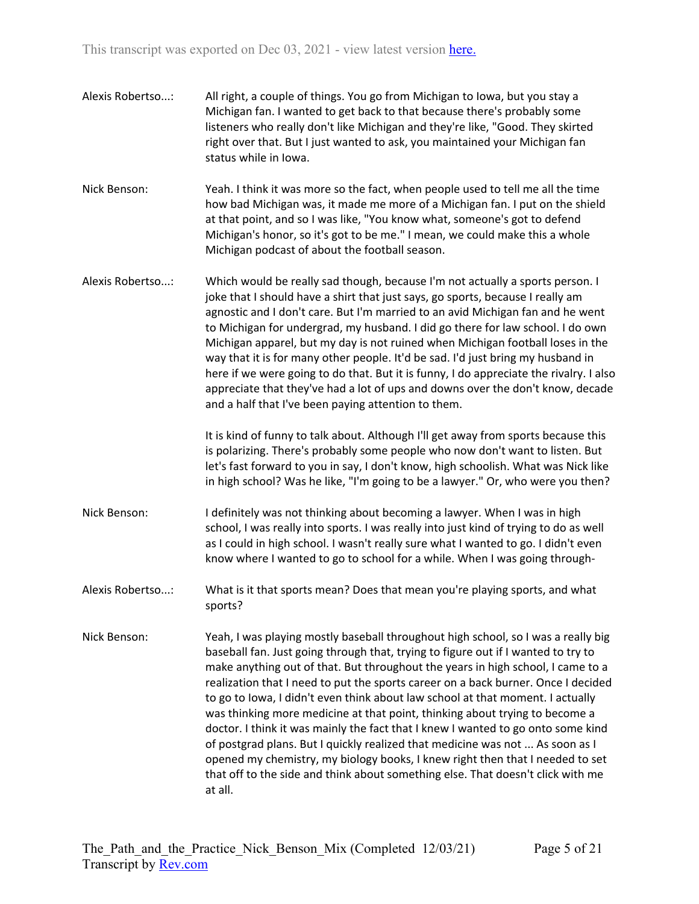Alexis Robertso...: All right, a couple of things. You go from Michigan to Iowa, but you stay a Michigan fan. I wanted to get back to that because there's probably some listeners who really don't like Michigan and they're like, "Good. They skirted right over that. But I just wanted to ask, you maintained your Michigan fan status while in Iowa.

Nick Benson: Yeah. I think it was more so the fact, when people used to tell me all the time how bad Michigan was, it made me more of a Michigan fan. I put on the shield at that point, and so I was like, "You know what, someone's got to defend Michigan's honor, so it's got to be me." I mean, we could make this a whole Michigan podcast of about the football season.

Alexis Robertso...: Which would be really sad though, because I'm not actually a sports person. I joke that I should have a shirt that just says, go sports, because I really am agnostic and I don't care. But I'm married to an avid Michigan fan and he went to Michigan for undergrad, my husband. I did go there for law school. I do own Michigan apparel, but my day is not ruined when Michigan football loses in the way that it is for many other people. It'd be sad. I'd just bring my husband in here if we were going to do that. But it is funny, I do appreciate the rivalry. I also appreciate that they've had a lot of ups and downs over the don't know, decade and a half that I've been paying attention to them.

It is kind of funny to talk about. Although I'll get away from sports because this is polarizing. There's probably some people who now don't want to listen. But let's fast forward to you in say, I don't know, high schoolish. What was Nick like in high school? Was he like, "I'm going to be a lawyer." Or, who were you then?

Nick Benson: I definitely was not thinking about becoming a lawyer. When I was in high school, I was really into sports. I was really into just kind of trying to do as well as I could in high school. I wasn't really sure what I wanted to go. I didn't even know where I wanted to go to school for a while. When I was going through-

Alexis Robertso...: What is it that sports mean? Does that mean you're playing sports, and what sports?

Nick Benson: Yeah, I was playing mostly baseball throughout high school, so I was a really big baseball fan. Just going through that, trying to figure out if I wanted to try to make anything out of that. But throughout the years in high school, I came to a realization that I need to put the sports career on a back burner. Once I decided to go to Iowa, I didn't even think about law school at that moment. I actually was thinking more medicine at that point, thinking about trying to become a doctor. I think it was mainly the fact that I knew I wanted to go onto some kind of postgrad plans. But I quickly realized that medicine was not ... As soon as I opened my chemistry, my biology books, I knew right then that I needed to set that off to the side and think about something else. That doesn't click with me at all.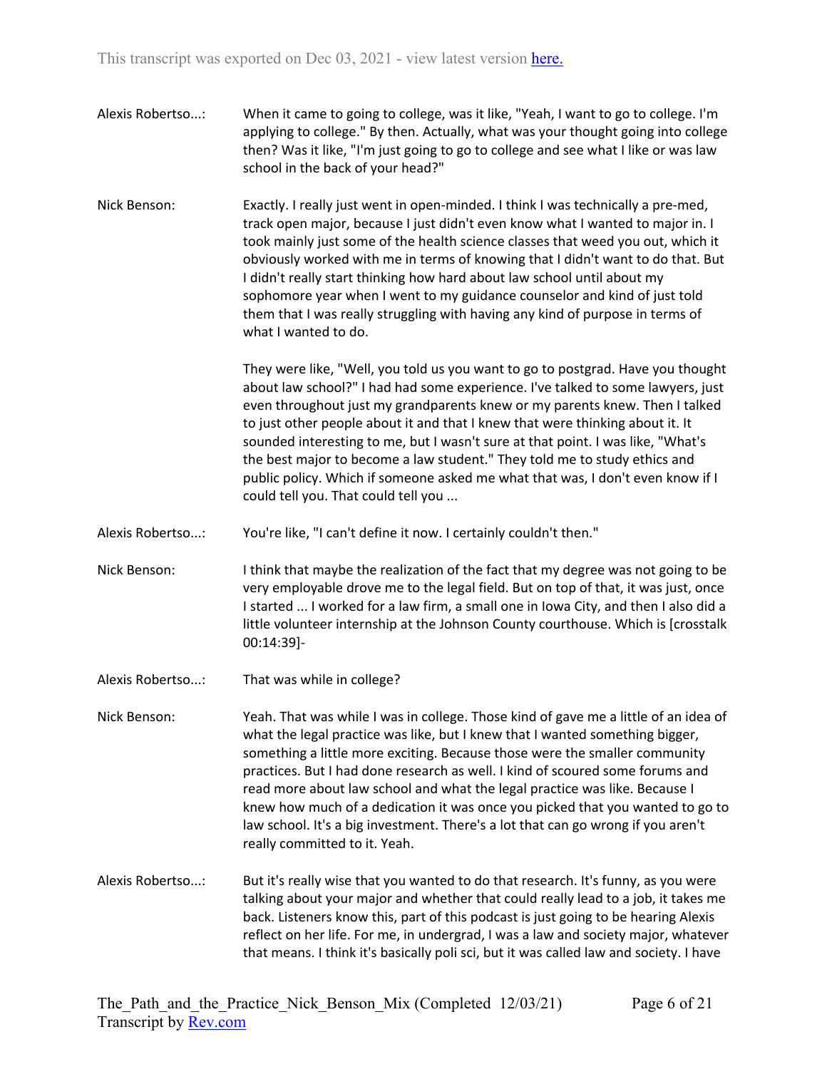Alexis Robertso...: When it came to going to college, was it like, "Yeah, I want to go to college. I'm applying to college." By then. Actually, what was your thought going into college then? Was it like, "I'm just going to go to college and see what I like or was law school in the back of your head?"

Nick Benson: Exactly. I really just went in open-minded. I think I was technically a pre-med, track open major, because I just didn't even know what I wanted to major in. I took mainly just some of the health science classes that weed you out, which it obviously worked with me in terms of knowing that I didn't want to do that. But I didn't really start thinking how hard about law school until about my sophomore year when I went to my guidance counselor and kind of just told them that I was really struggling with having any kind of purpose in terms of what I wanted to do.

They were like, "Well, you told us you want to go to postgrad. Have you thought about law school?" I had had some experience. I've talked to some lawyers, just even throughout just my grandparents knew or my parents knew. Then I talked to just other people about it and that I knew that were thinking about it. It sounded interesting to me, but I wasn't sure at that point. I was like, "What's the best major to become a law student." They told me to study ethics and public policy. Which if someone asked me what that was, I don't even know if I could tell you. That could tell you ...

Alexis Robertso...: You're like, "I can't define it now. I certainly couldn't then."

Nick Benson: I think that maybe the realization of the fact that my degree was not going to be very employable drove me to the legal field. But on top of that, it was just, once I started ... I worked for a law firm, a small one in Iowa City, and then I also did a little volunteer internship at the Johnson County courthouse. Which is [crosstalk 00:14:39]-

Alexis Robertso...: That was while in college?

Nick Benson: Yeah. That was while I was in college. Those kind of gave me a little of an idea of what the legal practice was like, but I knew that I wanted something bigger, something a little more exciting. Because those were the smaller community practices. But I had done research as well. I kind of scoured some forums and read more about law school and what the legal practice was like. Because I knew how much of a dedication it was once you picked that you wanted to go to law school. It's a big investment. There's a lot that can go wrong if you aren't really committed to it. Yeah.

Alexis Robertso...: But it's really wise that you wanted to do that research. It's funny, as you were talking about your major and whether that could really lead to a job, it takes me back. Listeners know this, part of this podcast is just going to be hearing Alexis reflect on her life. For me, in undergrad, I was a law and society major, whatever that means. I think it's basically poli sci, but it was called law and society. I have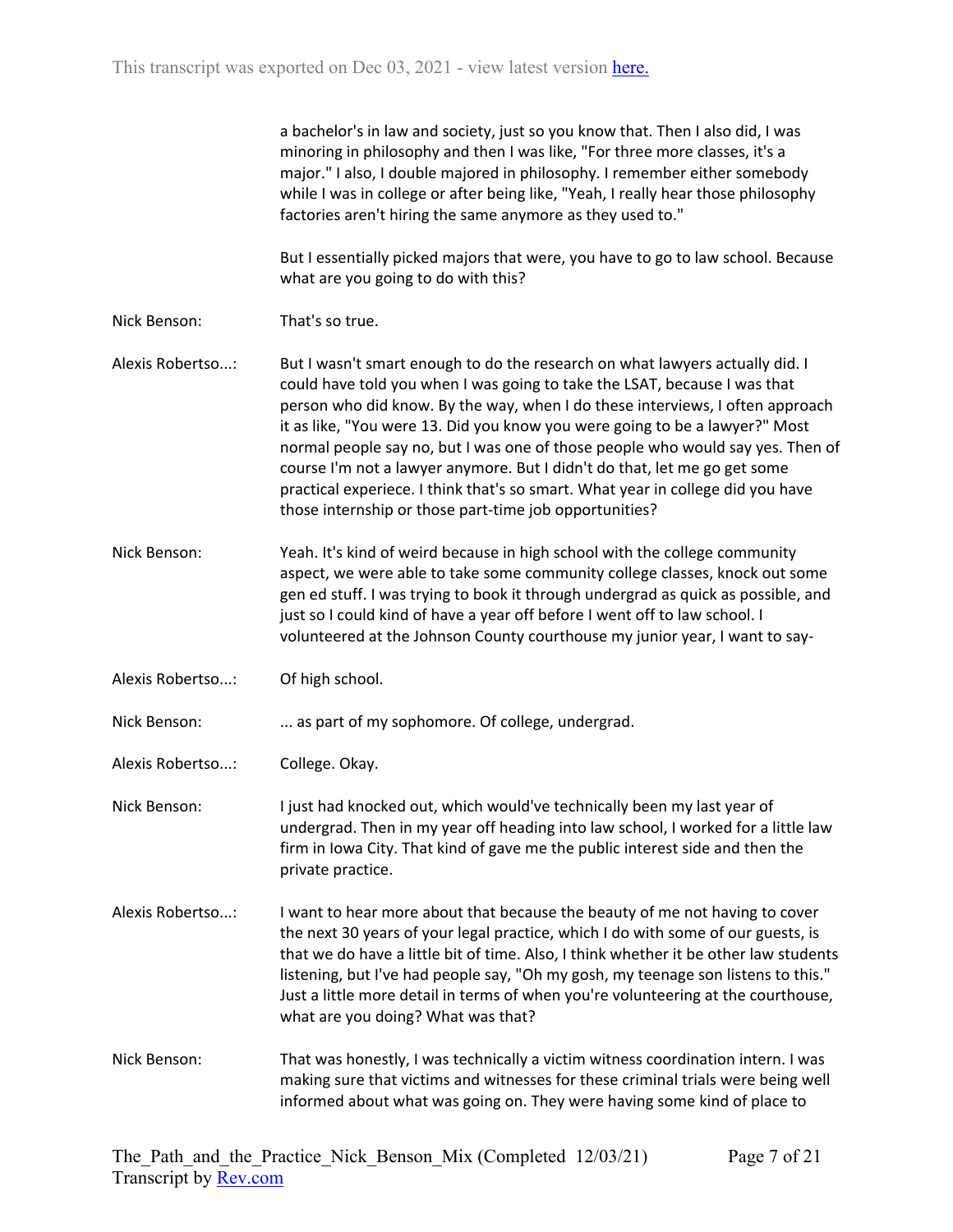a bachelor's in law and society, just so you know that. Then I also did, I was minoring in philosophy and then I was like, "For three more classes, it's a major." I also, I double majored in philosophy. I remember either somebody while I was in college or after being like, "Yeah, I really hear those philosophy factories aren't hiring the same anymore as they used to."

But I essentially picked majors that were, you have to go to law school. Because what are you going to do with this?

**Nick Benson:** That's so true.

**Alexis Robertso...:** But I wasn't smart enough to do the research on what lawyers actually did. I could have told you when I was going to take the LSAT, because I was that person who did know. By the way, when I do these interviews, I often approach it as like, "You were 13. Did you know you were going to be a lawyer?" Most normal people say no, but I was one of those people who would say yes. Then of course I'm not a lawyer anymore. But I didn't do that, let me go get some practical experiece. I think that's so smart. What year in college did you have those internship or those part-time job opportunities?

**Nick Benson:** Yeah. It's kind of weird because in high school with the college community aspect, we were able to take some community college classes, knock out some gen ed stuff. I was trying to book it through undergrad as quick as possible, and just so I could kind of have a year off before I went off to law school. I volunteered at the Johnson County courthouse my junior year, I want to say-

**Alexis Robertso...:** Of high school.

**Nick Benson:** ... as part of my sophomore. Of college, undergrad.

**Alexis Robertso...:** College. Okay.

**Nick Benson:** I just had knocked out, which would've technically been my last year of undergrad. Then in my year off heading into law school, I worked for a little law firm in Iowa City. That kind of gave me the public interest side and then the private practice.

**Alexis Robertso...:** I want to hear more about that because the beauty of me not having to cover the next 30 years of your legal practice, which I do with some of our guests, is that we do have a little bit of time. Also, I think whether it be other law students listening, but I've had people say, "Oh my gosh, my teenage son listens to this." Just a little more detail in terms of when you're volunteering at the courthouse, what are you doing? What was that?

**Nick Benson:** That was honestly, I was technically a victim witness coordination intern. I was making sure that victims and witnesses for these criminal trials were being well informed about what was going on. They were having some kind of place to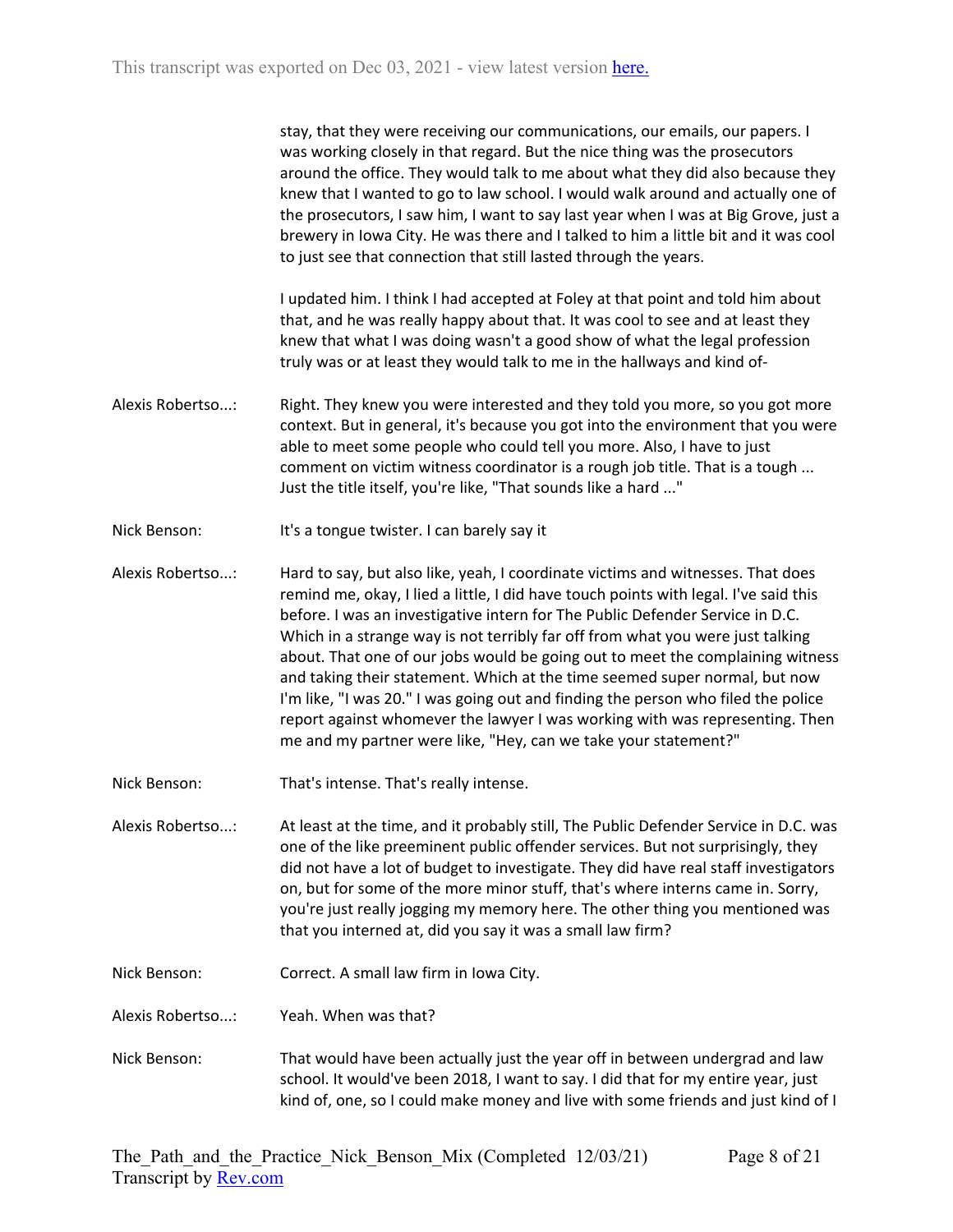stay, that they were receiving our communications, our emails, our papers. I was working closely in that regard. But the nice thing was the prosecutors around the office. They would talk to me about what they did also because they knew that I wanted to go to law school. I would walk around and actually one of the prosecutors, I saw him, I want to say last year when I was at Big Grove, just a brewery in Iowa City. He was there and I talked to him a little bit and it was cool to just see that connection that still lasted through the years.

I updated him. I think I had accepted at Foley at that point and told him about that, and he was really happy about that. It was cool to see and at least they knew that what I was doing wasn't a good show of what the legal profession truly was or at least they would talk to me in the hallways and kind of-

Alexis Robertso...: Right. They knew you were interested and they told you more, so you got more context. But in general, it's because you got into the environment that you were able to meet some people who could tell you more. Also, I have to just comment on victim witness coordinator is a rough job title. That is a tough ... Just the title itself, you're like, "That sounds like a hard ..."

Nick Benson: It's a tongue twister. I can barely say it

Alexis Robertso...: Hard to say, but also like, yeah, I coordinate victims and witnesses. That does remind me, okay, I lied a little, I did have touch points with legal. I've said this before. I was an investigative intern for The Public Defender Service in D.C. Which in a strange way is not terribly far off from what you were just talking about. That one of our jobs would be going out to meet the complaining witness and taking their statement. Which at the time seemed super normal, but now I'm like, "I was 20." I was going out and finding the person who filed the police report against whomever the lawyer I was working with was representing. Then me and my partner were like, "Hey, can we take your statement?"

Nick Benson: That's intense. That's really intense.

Alexis Robertso...: At least at the time, and it probably still, The Public Defender Service in D.C. was one of the like preeminent public offender services. But not surprisingly, they did not have a lot of budget to investigate. They did have real staff investigators on, but for some of the more minor stuff, that's where interns came in. Sorry, you're just really jogging my memory here. The other thing you mentioned was that you interned at, did you say it was a small law firm?

Nick Benson: Correct. A small law firm in Iowa City.

Alexis Robertso...: Yeah. When was that?

Nick Benson: That would have been actually just the year off in between undergrad and law school. It would've been 2018, I want to say. I did that for my entire year, just kind of, one, so I could make money and live with some friends and just kind of I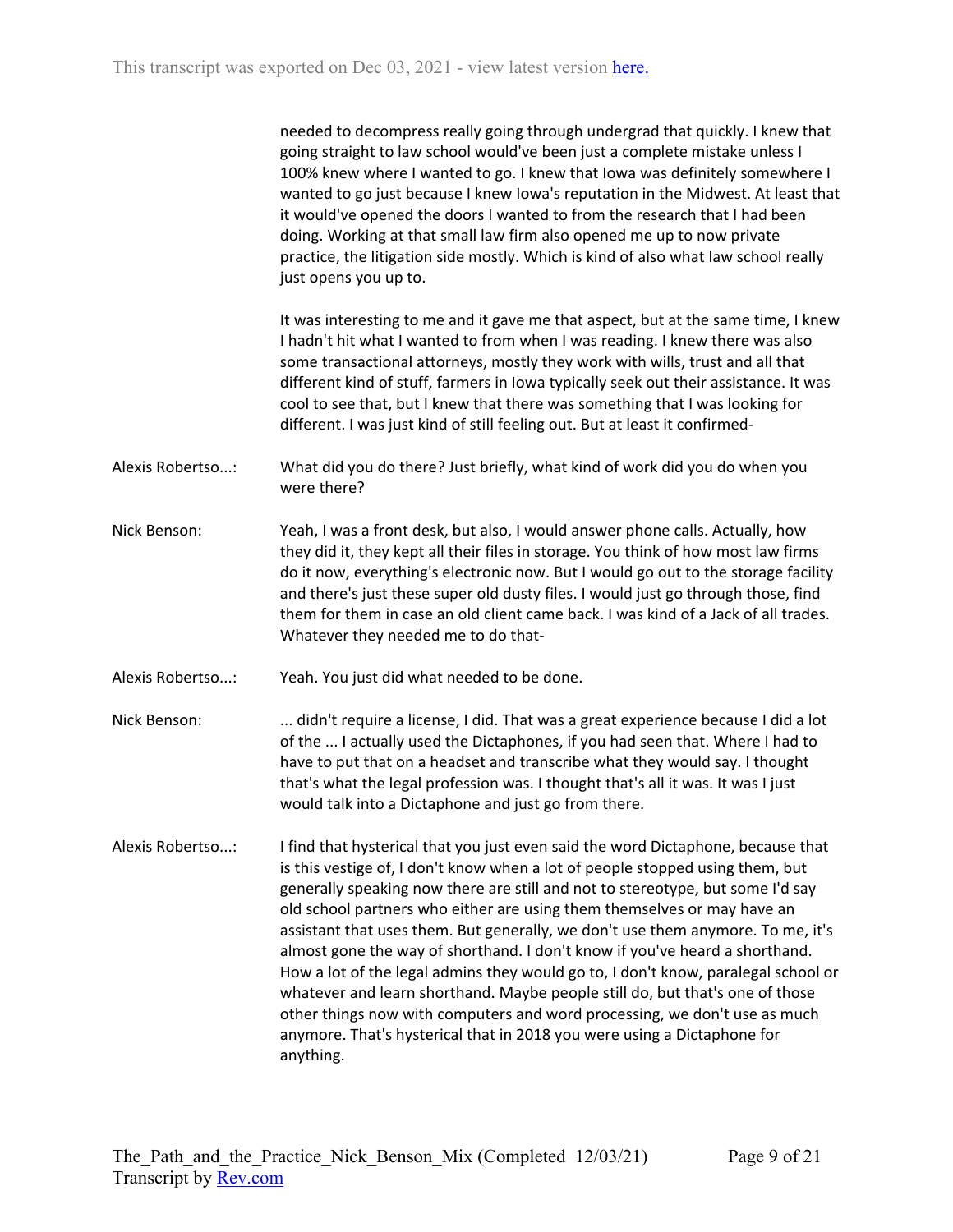needed to decompress really going through undergrad that quickly. I knew that going straight to law school would've been just a complete mistake unless I 100% knew where I wanted to go. I knew that Iowa was definitely somewhere I wanted to go just because I knew Iowa's reputation in the Midwest. At least that it would've opened the doors I wanted to from the research that I had been doing. Working at that small law firm also opened me up to now private practice, the litigation side mostly. Which is kind of also what law school really just opens you up to.

It was interesting to me and it gave me that aspect, but at the same time, I knew I hadn't hit what I wanted to from when I was reading. I knew there was also some transactional attorneys, mostly they work with wills, trust and all that different kind of stuff, farmers in Iowa typically seek out their assistance. It was cool to see that, but I knew that there was something that I was looking for different. I was just kind of still feeling out. But at least it confirmed-

**Alexis Robertso...:** What did you do there? Just briefly, what kind of work did you do when you were there?

**Nick Benson:** Yeah, I was a front desk, but also, I would answer phone calls. Actually, how they did it, they kept all their files in storage. You think of how most law firms do it now, everything's electronic now. But I would go out to the storage facility and there's just these super old dusty files. I would just go through those, find them for them in case an old client came back. I was kind of a Jack of all trades. Whatever they needed me to do that-

**Alexis Robertso...:** Yeah. You just did what needed to be done.

**Nick Benson:** ... didn't require a license, I did. That was a great experience because I did a lot of the ... I actually used the Dictaphones, if you had seen that. Where I had to have to put that on a headset and transcribe what they would say. I thought that's what the legal profession was. I thought that's all it was. It was I just would talk into a Dictaphone and just go from there.

**Alexis Robertso...:** I find that hysterical that you just even said the word Dictaphone, because that is this vestige of, I don't know when a lot of people stopped using them, but generally speaking now there are still and not to stereotype, but some I'd say old school partners who either are using them themselves or may have an assistant that uses them. But generally, we don't use them anymore. To me, it's almost gone the way of shorthand. I don't know if you've heard a shorthand. How a lot of the legal admins they would go to, I don't know, paralegal school or whatever and learn shorthand. Maybe people still do, but that's one of those other things now with computers and word processing, we don't use as much anymore. That's hysterical that in 2018 you were using a Dictaphone for anything.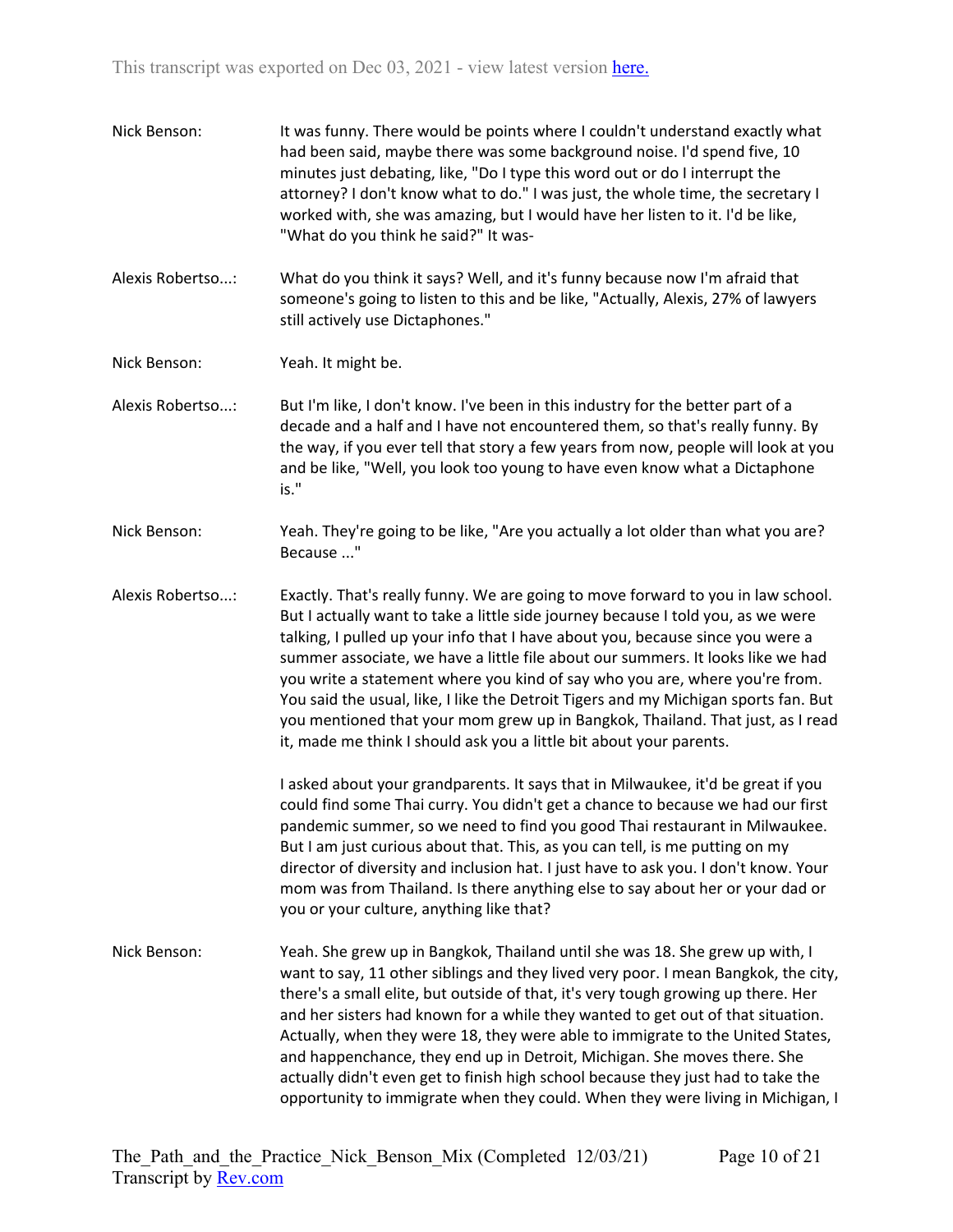Nick Benson: It was funny. There would be points where I couldn't understand exactly what had been said, maybe there was some background noise. I'd spend five, 10 minutes just debating, like, "Do I type this word out or do I interrupt the attorney? I don't know what to do." I was just, the whole time, the secretary I worked with, she was amazing, but I would have her listen to it. I'd be like, "What do you think he said?" It was-

Alexis Robertso...: What do you think it says? Well, and it's funny because now I'm afraid that someone's going to listen to this and be like, "Actually, Alexis, 27% of lawyers still actively use Dictaphones."

Nick Benson: Yeah. It might be.

Alexis Robertso...: But I'm like, I don't know. I've been in this industry for the better part of a decade and a half and I have not encountered them, so that's really funny. By the way, if you ever tell that story a few years from now, people will look at you and be like, "Well, you look too young to have even know what a Dictaphone is."

Nick Benson: Yeah. They're going to be like, "Are you actually a lot older than what you are? Because ..."

Alexis Robertso...: Exactly. That's really funny. We are going to move forward to you in law school. But I actually want to take a little side journey because I told you, as we were talking, I pulled up your info that I have about you, because since you were a summer associate, we have a little file about our summers. It looks like we had you write a statement where you kind of say who you are, where you're from. You said the usual, like, I like the Detroit Tigers and my Michigan sports fan. But you mentioned that your mom grew up in Bangkok, Thailand. That just, as I read it, made me think I should ask you a little bit about your parents.

I asked about your grandparents. It says that in Milwaukee, it'd be great if you could find some Thai curry. You didn't get a chance to because we had our first pandemic summer, so we need to find you good Thai restaurant in Milwaukee. But I am just curious about that. This, as you can tell, is me putting on my director of diversity and inclusion hat. I just have to ask you. I don't know. Your mom was from Thailand. Is there anything else to say about her or your dad or you or your culture, anything like that?

Nick Benson: Yeah. She grew up in Bangkok, Thailand until she was 18. She grew up with, I want to say, 11 other siblings and they lived very poor. I mean Bangkok, the city, there's a small elite, but outside of that, it's very tough growing up there. Her and her sisters had known for a while they wanted to get out of that situation. Actually, when they were 18, they were able to immigrate to the United States, and happenchance, they end up in Detroit, Michigan. She moves there. She actually didn't even get to finish high school because they just had to take the opportunity to immigrate when they could. When they were living in Michigan, I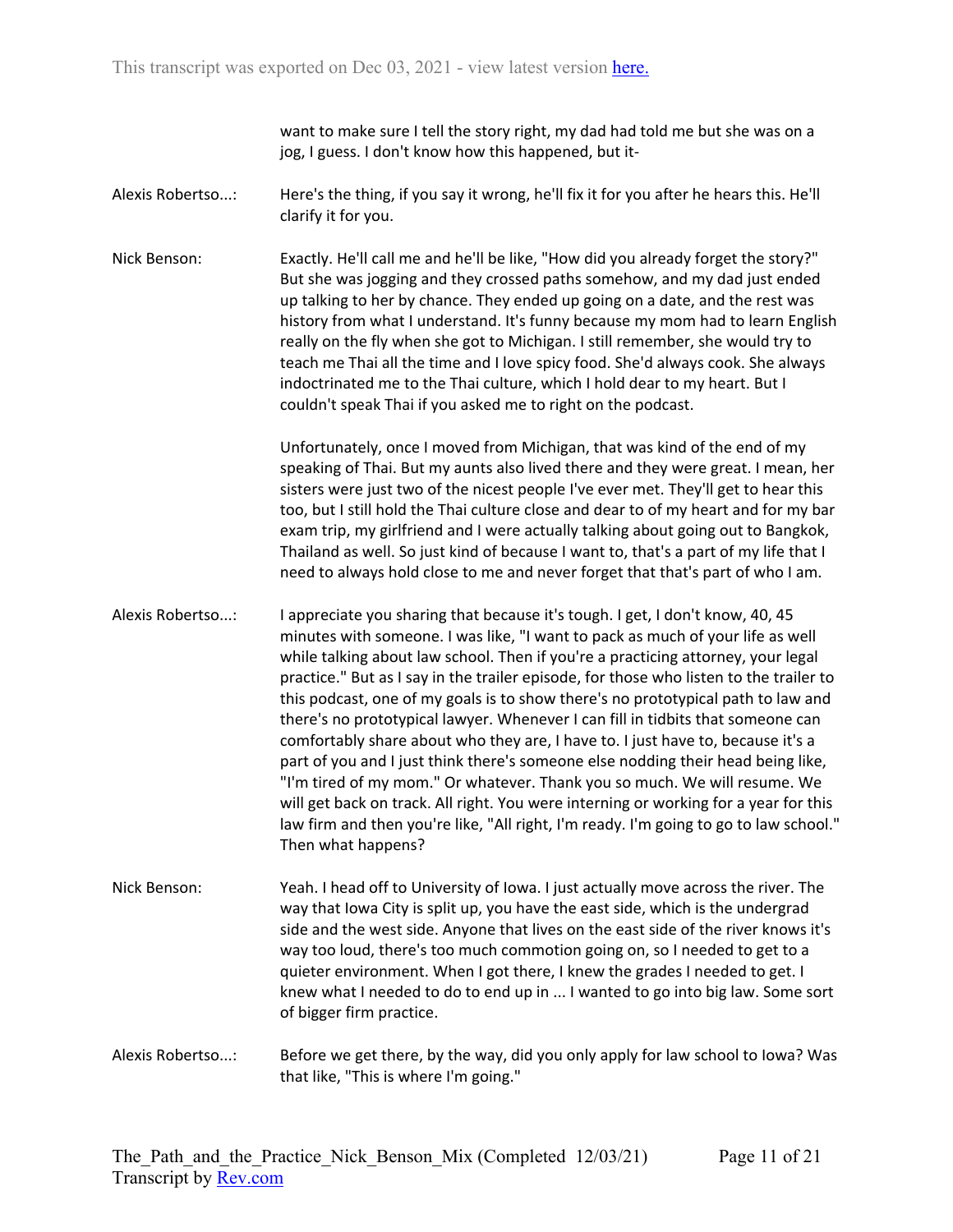want to make sure I tell the story right, my dad had told me but she was on a jog, I guess. I don't know how this happened, but it-

**Alexis Robertso...:** Here's the thing, if you say it wrong, he'll fix it for you after he hears this. He'll clarify it for you.

**Nick Benson:** Exactly. He'll call me and he'll be like, "How did you already forget the story?" But she was jogging and they crossed paths somehow, and my dad just ended up talking to her by chance. They ended up going on a date, and the rest was history from what I understand. It's funny because my mom had to learn English really on the fly when she got to Michigan. I still remember, she would try to teach me Thai all the time and I love spicy food. She'd always cook. She always indoctrinated me to the Thai culture, which I hold dear to my heart. But I couldn't speak Thai if you asked me to right on the podcast.

Unfortunately, once I moved from Michigan, that was kind of the end of my speaking of Thai. But my aunts also lived there and they were great. I mean, her sisters were just two of the nicest people I've ever met. They'll get to hear this too, but I still hold the Thai culture close and dear to of my heart and for my bar exam trip, my girlfriend and I were actually talking about going out to Bangkok, Thailand as well. So just kind of because I want to, that's a part of my life that I need to always hold close to me and never forget that that's part of who I am.

**Alexis Robertso...:** I appreciate you sharing that because it's tough. I get, I don't know, 40, 45 minutes with someone. I was like, "I want to pack as much of your life as well while talking about law school. Then if you're a practicing attorney, your legal practice." But as I say in the trailer episode, for those who listen to the trailer to this podcast, one of my goals is to show there's no prototypical path to law and there's no prototypical lawyer. Whenever I can fill in tidbits that someone can comfortably share about who they are, I have to. I just have to, because it's a part of you and I just think there's someone else nodding their head being like, "I'm tired of my mom." Or whatever. Thank you so much. We will resume. We will get back on track. All right. You were interning or working for a year for this law firm and then you're like, "All right, I'm ready. I'm going to go to law school." Then what happens?

**Nick Benson:** Yeah. I head off to University of Iowa. I just actually move across the river. The way that Iowa City is split up, you have the east side, which is the undergrad side and the west side. Anyone that lives on the east side of the river knows it's way too loud, there's too much commotion going on, so I needed to get to a quieter environment. When I got there, I knew the grades I needed to get. I knew what I needed to do to end up in ... I wanted to go into big law. Some sort of bigger firm practice.

**Alexis Robertso...:** Before we get there, by the way, did you only apply for law school to Iowa? Was that like, "This is where I'm going."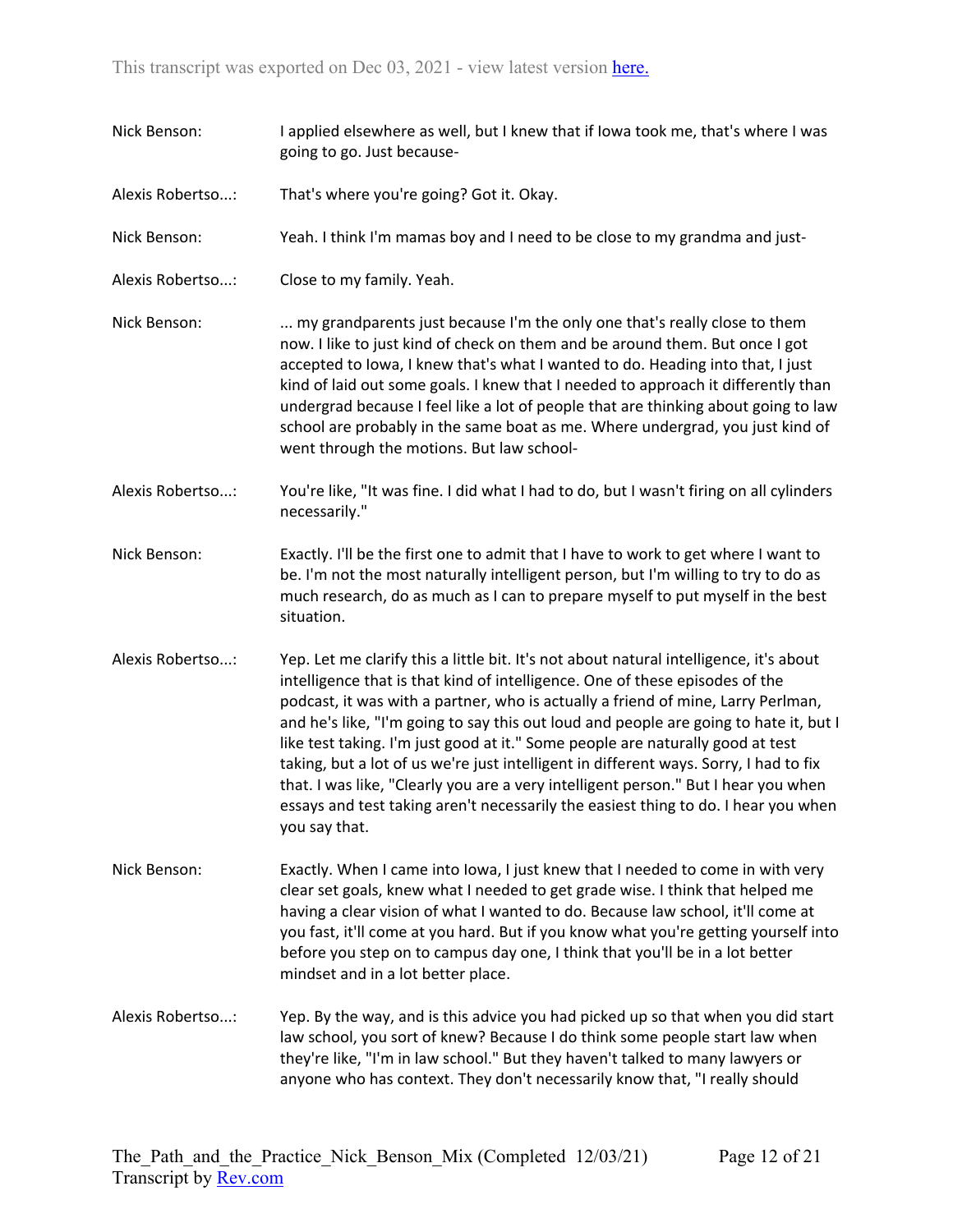Nick Benson: I applied elsewhere as well, but I knew that if Iowa took me, that's where I was going to go. Just because-

Alexis Robertso...: That's where you're going? Got it. Okay.

Nick Benson: Yeah. I think I'm mamas boy and I need to be close to my grandma and just-

Alexis Robertso...: Close to my family. Yeah.

Nick Benson: ... my grandparents just because I'm the only one that's really close to them now. I like to just kind of check on them and be around them. But once I got accepted to Iowa, I knew that's what I wanted to do. Heading into that, I just kind of laid out some goals. I knew that I needed to approach it differently than undergrad because I feel like a lot of people that are thinking about going to law school are probably in the same boat as me. Where undergrad, you just kind of went through the motions. But law school-

Alexis Robertso...: You're like, "It was fine. I did what I had to do, but I wasn't firing on all cylinders necessarily."

Nick Benson: Exactly. I'll be the first one to admit that I have to work to get where I want to be. I'm not the most naturally intelligent person, but I'm willing to try to do as much research, do as much as I can to prepare myself to put myself in the best situation.

Alexis Robertso...: Yep. Let me clarify this a little bit. It's not about natural intelligence, it's about intelligence that is that kind of intelligence. One of these episodes of the podcast, it was with a partner, who is actually a friend of mine, Larry Perlman, and he's like, "I'm going to say this out loud and people are going to hate it, but I like test taking. I'm just good at it." Some people are naturally good at test taking, but a lot of us we're just intelligent in different ways. Sorry, I had to fix that. I was like, "Clearly you are a very intelligent person." But I hear you when essays and test taking aren't necessarily the easiest thing to do. I hear you when you say that.

Nick Benson: Exactly. When I came into Iowa, I just knew that I needed to come in with very clear set goals, knew what I needed to get grade wise. I think that helped me having a clear vision of what I wanted to do. Because law school, it'll come at you fast, it'll come at you hard. But if you know what you're getting yourself into before you step on to campus day one, I think that you'll be in a lot better mindset and in a lot better place.

Alexis Robertso...: Yep. By the way, and is this advice you had picked up so that when you did start law school, you sort of knew? Because I do think some people start law when they're like, "I'm in law school." But they haven't talked to many lawyers or anyone who has context. They don't necessarily know that, "I really should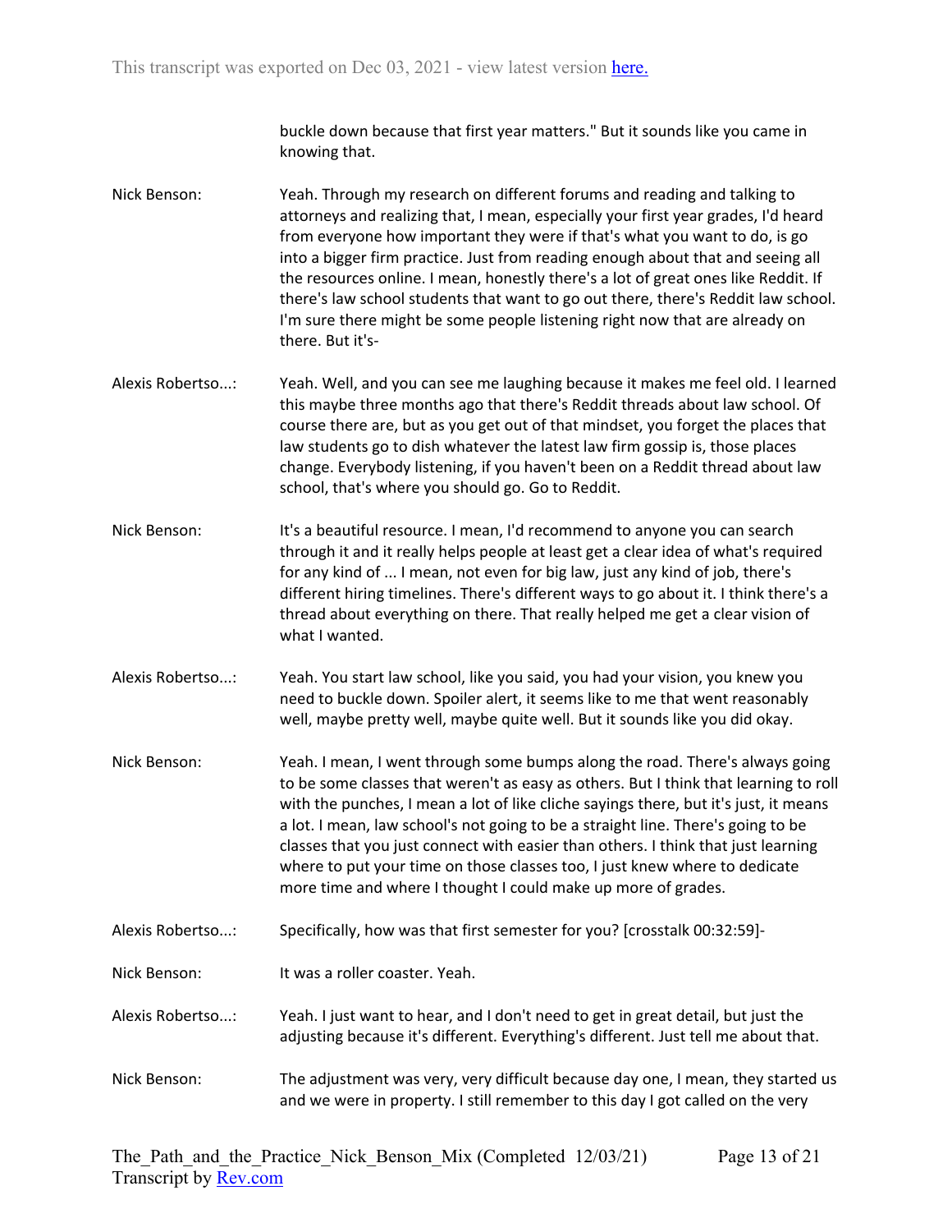buckle down because that first year matters." But it sounds like you came in knowing that.

Nick Benson: Yeah. Through my research on different forums and reading and talking to attorneys and realizing that, I mean, especially your first year grades, I'd heard from everyone how important they were if that's what you want to do, is go into a bigger firm practice. Just from reading enough about that and seeing all the resources online. I mean, honestly there's a lot of great ones like Reddit. If there's law school students that want to go out there, there's Reddit law school. I'm sure there might be some people listening right now that are already on there. But it's-

Alexis Robertso...: Yeah. Well, and you can see me laughing because it makes me feel old. I learned this maybe three months ago that there's Reddit threads about law school. Of course there are, but as you get out of that mindset, you forget the places that law students go to dish whatever the latest law firm gossip is, those places change. Everybody listening, if you haven't been on a Reddit thread about law school, that's where you should go. Go to Reddit.

Nick Benson: It's a beautiful resource. I mean, I'd recommend to anyone you can search through it and it really helps people at least get a clear idea of what's required for any kind of ... I mean, not even for big law, just any kind of job, there's different hiring timelines. There's different ways to go about it. I think there's a thread about everything on there. That really helped me get a clear vision of what I wanted.

Alexis Robertso...: Yeah. You start law school, like you said, you had your vision, you knew you need to buckle down. Spoiler alert, it seems like to me that went reasonably well, maybe pretty well, maybe quite well. But it sounds like you did okay.

Nick Benson: Yeah. I mean, I went through some bumps along the road. There's always going to be some classes that weren't as easy as others. But I think that learning to roll with the punches, I mean a lot of like cliche sayings there, but it's just, it means a lot. I mean, law school's not going to be a straight line. There's going to be classes that you just connect with easier than others. I think that just learning where to put your time on those classes too, I just knew where to dedicate more time and where I thought I could make up more of grades.

Alexis Robertso...: Specifically, how was that first semester for you? [crosstalk 00:32:59]-

Nick Benson: It was a roller coaster. Yeah.

Alexis Robertso...: Yeah. I just want to hear, and I don't need to get in great detail, but just the adjusting because it's different. Everything's different. Just tell me about that.

Nick Benson: The adjustment was very, very difficult because day one, I mean, they started us and we were in property. I still remember to this day I got called on the very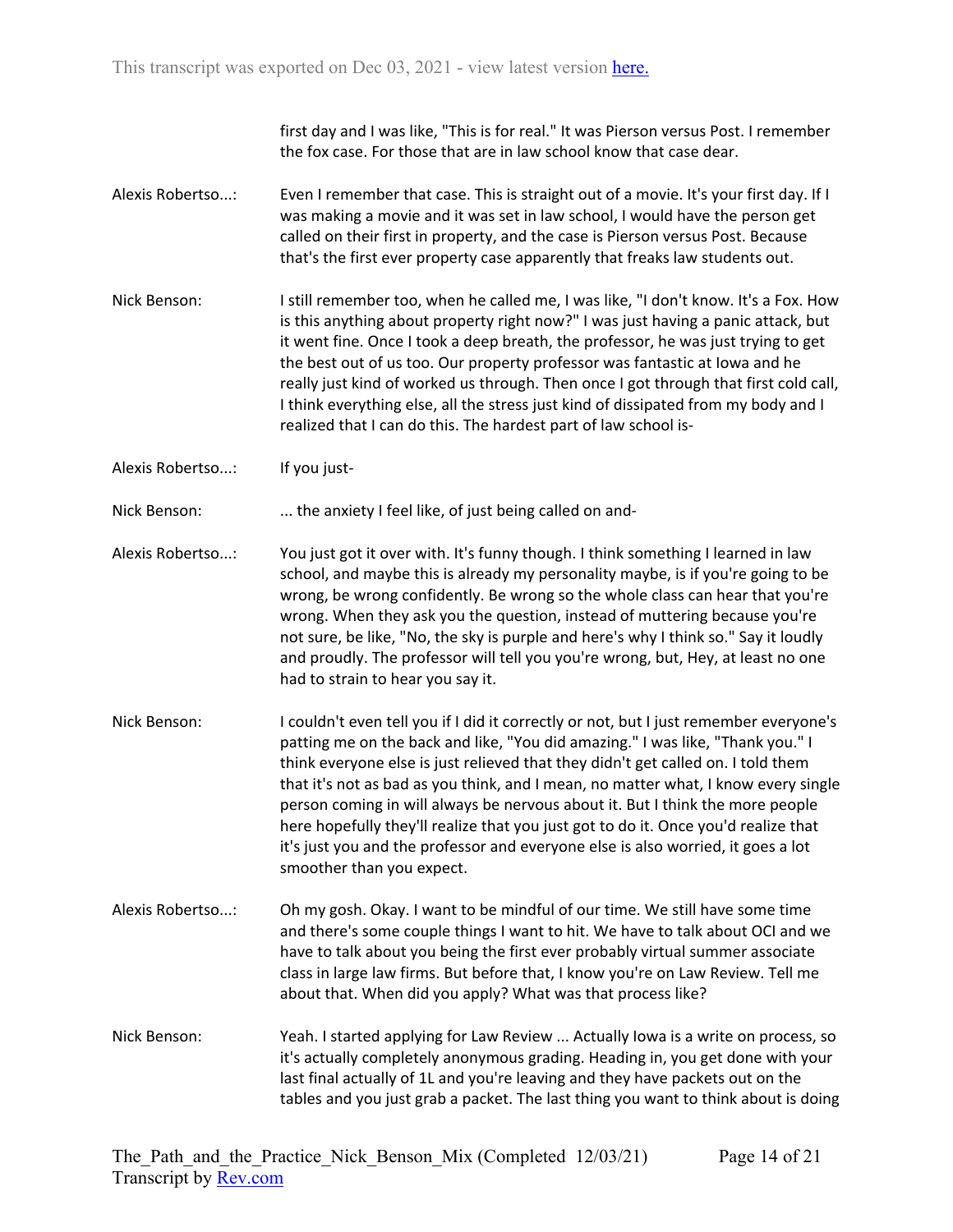first day and I was like, "This is for real." It was Pierson versus Post. I remember the fox case. For those that are in law school know that case dear.

**Alexis Robertso...:** Even I remember that case. This is straight out of a movie. It's your first day. If I was making a movie and it was set in law school, I would have the person get called on their first in property, and the case is Pierson versus Post. Because that's the first ever property case apparently that freaks law students out.

**Nick Benson:** I still remember too, when he called me, I was like, "I don't know. It's a Fox. How is this anything about property right now?" I was just having a panic attack, but it went fine. Once I took a deep breath, the professor, he was just trying to get the best out of us too. Our property professor was fantastic at Iowa and he really just kind of worked us through. Then once I got through that first cold call, I think everything else, all the stress just kind of dissipated from my body and I realized that I can do this. The hardest part of law school is-

**Alexis Robertso...:** If you just-

**Nick Benson:** ... the anxiety I feel like, of just being called on and-

**Alexis Robertso...:** You just got it over with. It's funny though. I think something I learned in law school, and maybe this is already my personality maybe, is if you're going to be wrong, be wrong confidently. Be wrong so the whole class can hear that you're wrong. When they ask you the question, instead of muttering because you're not sure, be like, "No, the sky is purple and here's why I think so." Say it loudly and proudly. The professor will tell you you're wrong, but, Hey, at least no one had to strain to hear you say it.

**Nick Benson:** I couldn't even tell you if I did it correctly or not, but I just remember everyone's patting me on the back and like, "You did amazing." I was like, "Thank you." I think everyone else is just relieved that they didn't get called on. I told them that it's not as bad as you think, and I mean, no matter what, I know every single person coming in will always be nervous about it. But I think the more people here hopefully they'll realize that you just got to do it. Once you'd realize that it's just you and the professor and everyone else is also worried, it goes a lot smoother than you expect.

**Alexis Robertso...:** Oh my gosh. Okay. I want to be mindful of our time. We still have some time and there's some couple things I want to hit. We have to talk about OCI and we have to talk about you being the first ever probably virtual summer associate class in large law firms. But before that, I know you're on Law Review. Tell me about that. When did you apply? What was that process like?

**Nick Benson:** Yeah. I started applying for Law Review ... Actually Iowa is a write on process, so it's actually completely anonymous grading. Heading in, you get done with your last final actually of 1L and you're leaving and they have packets out on the tables and you just grab a packet. The last thing you want to think about is doing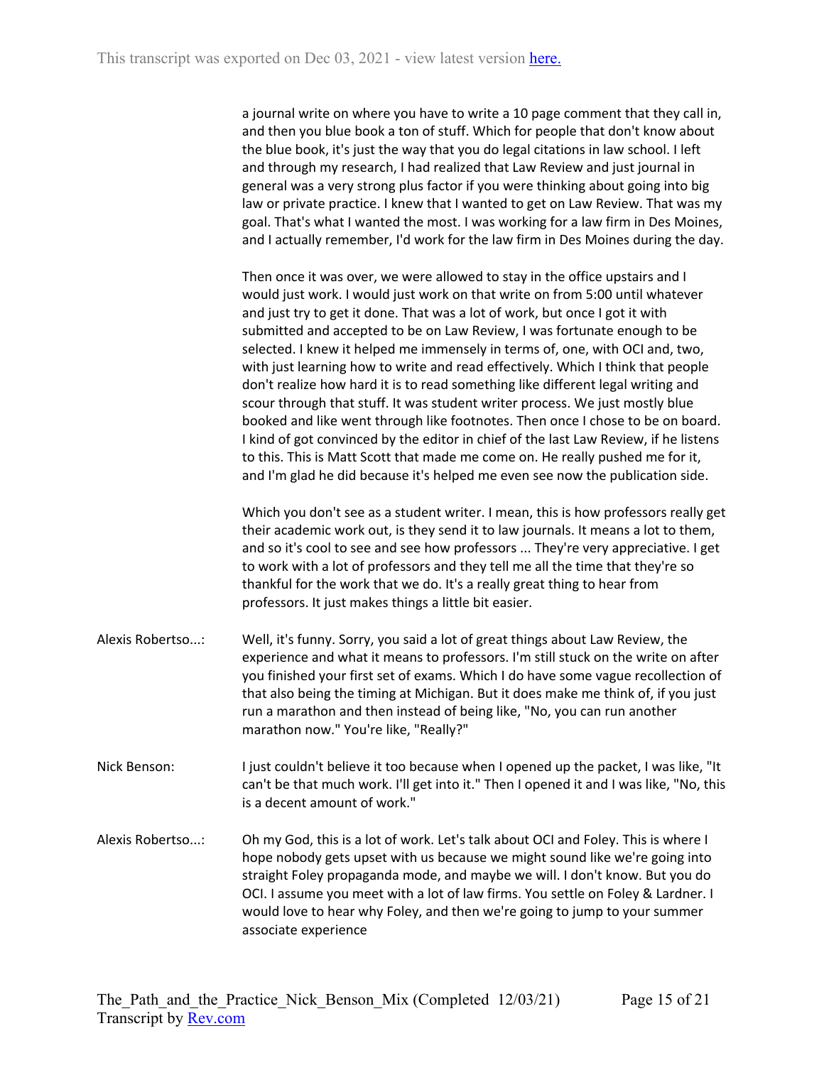a journal write on where you have to write a 10 page comment that they call in, and then you blue book a ton of stuff. Which for people that don't know about the blue book, it's just the way that you do legal citations in law school. I left and through my research, I had realized that Law Review and just journal in general was a very strong plus factor if you were thinking about going into big law or private practice. I knew that I wanted to get on Law Review. That was my goal. That's what I wanted the most. I was working for a law firm in Des Moines, and I actually remember, I'd work for the law firm in Des Moines during the day.

Then once it was over, we were allowed to stay in the office upstairs and I would just work. I would just work on that write on from 5:00 until whatever and just try to get it done. That was a lot of work, but once I got it with submitted and accepted to be on Law Review, I was fortunate enough to be selected. I knew it helped me immensely in terms of, one, with OCI and, two, with just learning how to write and read effectively. Which I think that people don't realize how hard it is to read something like different legal writing and scour through that stuff. It was student writer process. We just mostly blue booked and like went through like footnotes. Then once I chose to be on board. I kind of got convinced by the editor in chief of the last Law Review, if he listens to this. This is Matt Scott that made me come on. He really pushed me for it, and I'm glad he did because it's helped me even see now the publication side.

Which you don't see as a student writer. I mean, this is how professors really get their academic work out, is they send it to law journals. It means a lot to them, and so it's cool to see and see how professors ... They're very appreciative. I get to work with a lot of professors and they tell me all the time that they're so thankful for the work that we do. It's a really great thing to hear from professors. It just makes things a little bit easier.

Alexis Robertso...: Well, it's funny. Sorry, you said a lot of great things about Law Review, the experience and what it means to professors. I'm still stuck on the write on after you finished your first set of exams. Which I do have some vague recollection of that also being the timing at Michigan. But it does make me think of, if you just run a marathon and then instead of being like, "No, you can run another marathon now." You're like, "Really?"

Nick Benson: I just couldn't believe it too because when I opened up the packet, I was like, "It can't be that much work. I'll get into it." Then I opened it and I was like, "No, this is a decent amount of work."

Alexis Robertso...: Oh my God, this is a lot of work. Let's talk about OCI and Foley. This is where I hope nobody gets upset with us because we might sound like we're going into straight Foley propaganda mode, and maybe we will. I don't know. But you do OCI. I assume you meet with a lot of law firms. You settle on Foley & Lardner. I would love to hear why Foley, and then we're going to jump to your summer associate experience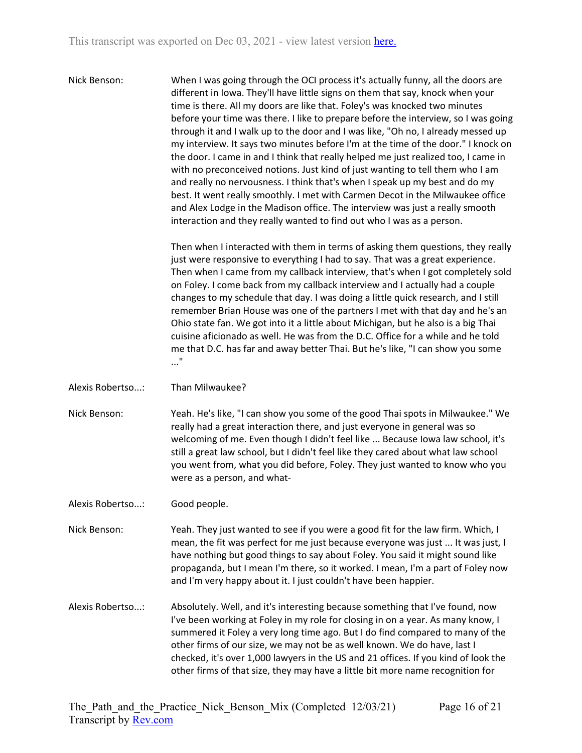Nick Benson: When I was going through the OCI process it's actually funny, all the doors are different in Iowa. They'll have little signs on them that say, knock when your time is there. All my doors are like that. Foley's was knocked two minutes before your time was there. I like to prepare before the interview, so I was going through it and I walk up to the door and I was like, "Oh no, I already messed up my interview. It says two minutes before I'm at the time of the door." I knock on the door. I came in and I think that really helped me just realized too, I came in with no preconceived notions. Just kind of just wanting to tell them who I am and really no nervousness. I think that's when I speak up my best and do my best. It went really smoothly. I met with Carmen Decot in the Milwaukee office and Alex Lodge in the Madison office. The interview was just a really smooth interaction and they really wanted to find out who I was as a person.

Then when I interacted with them in terms of asking them questions, they really just were responsive to everything I had to say. That was a great experience. Then when I came from my callback interview, that's when I got completely sold on Foley. I come back from my callback interview and I actually had a couple changes to my schedule that day. I was doing a little quick research, and I still remember Brian House was one of the partners I met with that day and he's an Ohio state fan. We got into it a little about Michigan, but he also is a big Thai cuisine aficionado as well. He was from the D.C. Office for a while and he told me that D.C. has far and away better Thai. But he's like, "I can show you some ..."

Alexis Robertso...: Than Milwaukee?

Nick Benson: Yeah. He's like, "I can show you some of the good Thai spots in Milwaukee." We really had a great interaction there, and just everyone in general was so welcoming of me. Even though I didn't feel like ... Because Iowa law school, it's still a great law school, but I didn't feel like they cared about what law school you went from, what you did before, Foley. They just wanted to know who you were as a person, and what-

Alexis Robertso...: Good people.

Nick Benson: Yeah. They just wanted to see if you were a good fit for the law firm. Which, I mean, the fit was perfect for me just because everyone was just ... It was just, I have nothing but good things to say about Foley. You said it might sound like propaganda, but I mean I'm there, so it worked. I mean, I'm a part of Foley now and I'm very happy about it. I just couldn't have been happier.

Alexis Robertso...: Absolutely. Well, and it's interesting because something that I've found, now I've been working at Foley in my role for closing in on a year. As many know, I summered it Foley a very long time ago. But I do find compared to many of the other firms of our size, we may not be as well known. We do have, last I checked, it's over 1,000 lawyers in the US and 21 offices. If you kind of look the other firms of that size, they may have a little bit more name recognition for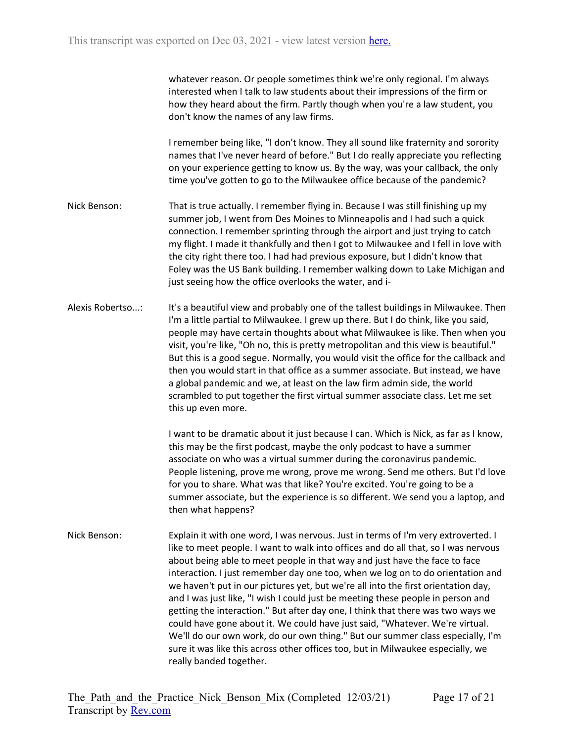whatever reason. Or people sometimes think we're only regional. I'm always interested when I talk to law students about their impressions of the firm or how they heard about the firm. Partly though when you're a law student, you don't know the names of any law firms.

I remember being like, "I don't know. They all sound like fraternity and sorority names that I've never heard of before." But I do really appreciate you reflecting on your experience getting to know us. By the way, was your callback, the only time you've gotten to go to the Milwaukee office because of the pandemic?

**Nick Benson:** That is true actually. I remember flying in. Because I was still finishing up my summer job, I went from Des Moines to Minneapolis and I had such a quick connection. I remember sprinting through the airport and just trying to catch my flight. I made it thankfully and then I got to Milwaukee and I fell in love with the city right there too. I had had previous exposure, but I didn't know that Foley was the US Bank building. I remember walking down to Lake Michigan and just seeing how the office overlooks the water, and i-

**Alexis Robertso...:** It's a beautiful view and probably one of the tallest buildings in Milwaukee. Then I'm a little partial to Milwaukee. I grew up there. But I do think, like you said, people may have certain thoughts about what Milwaukee is like. Then when you visit, you're like, "Oh no, this is pretty metropolitan and this view is beautiful." But this is a good segue. Normally, you would visit the office for the callback and then you would start in that office as a summer associate. But instead, we have a global pandemic and we, at least on the law firm admin side, the world scrambled to put together the first virtual summer associate class. Let me set this up even more.

I want to be dramatic about it just because I can. Which is Nick, as far as I know, this may be the first podcast, maybe the only podcast to have a summer associate on who was a virtual summer during the coronavirus pandemic. People listening, prove me wrong, prove me wrong. Send me others. But I'd love for you to share. What was that like? You're excited. You're going to be a summer associate, but the experience is so different. We send you a laptop, and then what happens?

**Nick Benson:** Explain it with one word, I was nervous. Just in terms of I'm very extroverted. I like to meet people. I want to walk into offices and do all that, so I was nervous about being able to meet people in that way and just have the face to face interaction. I just remember day one too, when we log on to do orientation and we haven't put in our pictures yet, but we're all into the first orientation day, and I was just like, "I wish I could just be meeting these people in person and getting the interaction." But after day one, I think that there was two ways we could have gone about it. We could have just said, "Whatever. We're virtual. We'll do our own work, do our own thing." But our summer class especially, I'm sure it was like this across other offices too, but in Milwaukee especially, we really banded together.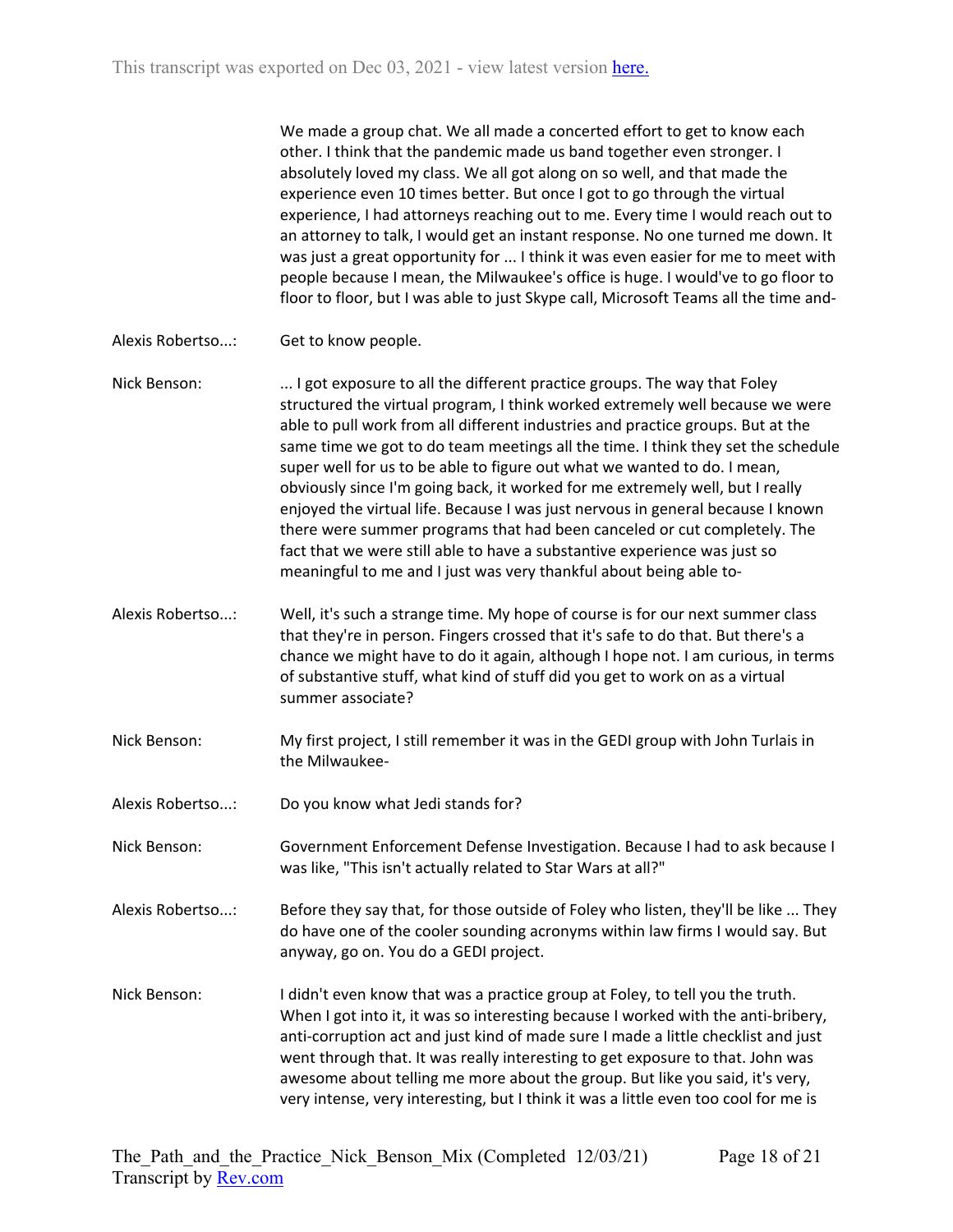We made a group chat. We all made a concerted effort to get to know each other. I think that the pandemic made us band together even stronger. I absolutely loved my class. We all got along on so well, and that made the experience even 10 times better. But once I got to go through the virtual experience, I had attorneys reaching out to me. Every time I would reach out to an attorney to talk, I would get an instant response. No one turned me down. It was just a great opportunity for ... I think it was even easier for me to meet with people because I mean, the Milwaukee's office is huge. I would've to go floor to floor to floor, but I was able to just Skype call, Microsoft Teams all the time and-

**Alexis Robertso...:** Get to know people.

**Nick Benson:** ... I got exposure to all the different practice groups. The way that Foley structured the virtual program, I think worked extremely well because we were able to pull work from all different industries and practice groups. But at the same time we got to do team meetings all the time. I think they set the schedule super well for us to be able to figure out what we wanted to do. I mean, obviously since I'm going back, it worked for me extremely well, but I really enjoyed the virtual life. Because I was just nervous in general because I known there were summer programs that had been canceled or cut completely. The fact that we were still able to have a substantive experience was just so meaningful to me and I just was very thankful about being able to-

**Alexis Robertso...:** Well, it's such a strange time. My hope of course is for our next summer class that they're in person. Fingers crossed that it's safe to do that. But there's a chance we might have to do it again, although I hope not. I am curious, in terms of substantive stuff, what kind of stuff did you get to work on as a virtual summer associate?

**Nick Benson:** My first project, I still remember it was in the GEDI group with John Turlais in the Milwaukee-

**Alexis Robertso...:** Do you know what Jedi stands for?

**Nick Benson:** Government Enforcement Defense Investigation. Because I had to ask because I was like, "This isn't actually related to Star Wars at all?"

**Alexis Robertso...:** Before they say that, for those outside of Foley who listen, they'll be like ... They do have one of the cooler sounding acronyms within law firms I would say. But anyway, go on. You do a GEDI project.

**Nick Benson:** I didn't even know that was a practice group at Foley, to tell you the truth. When I got into it, it was so interesting because I worked with the anti-bribery, anti-corruption act and just kind of made sure I made a little checklist and just went through that. It was really interesting to get exposure to that. John was awesome about telling me more about the group. But like you said, it's very, very intense, very interesting, but I think it was a little even too cool for me is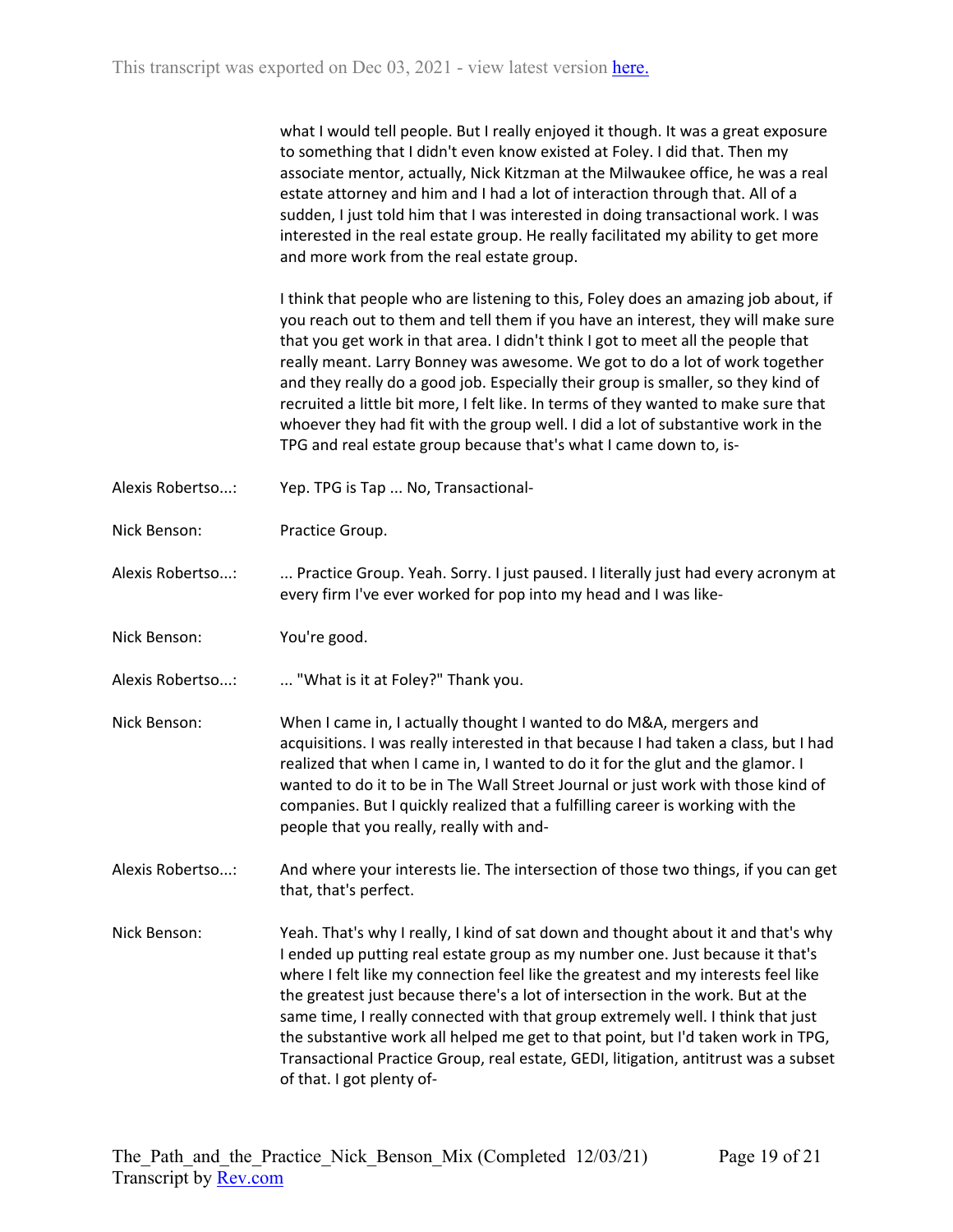what I would tell people. But I really enjoyed it though. It was a great exposure to something that I didn't even know existed at Foley. I did that. Then my associate mentor, actually, Nick Kitzman at the Milwaukee office, he was a real estate attorney and him and I had a lot of interaction through that. All of a sudden, I just told him that I was interested in doing transactional work. I was interested in the real estate group. He really facilitated my ability to get more and more work from the real estate group.

I think that people who are listening to this, Foley does an amazing job about, if you reach out to them and tell them if you have an interest, they will make sure that you get work in that area. I didn't think I got to meet all the people that really meant. Larry Bonney was awesome. We got to do a lot of work together and they really do a good job. Especially their group is smaller, so they kind of recruited a little bit more, I felt like. In terms of they wanted to make sure that whoever they had fit with the group well. I did a lot of substantive work in the TPG and real estate group because that's what I came down to, is-

Alexis Robertso...: Yep. TPG is Tap ... No, Transactional-

Nick Benson: Practice Group.

Alexis Robertso...: ... Practice Group. Yeah. Sorry. I just paused. I literally just had every acronym at every firm I've ever worked for pop into my head and I was like-

Nick Benson: You're good.

Alexis Robertso...: ... "What is it at Foley?" Thank you.

Nick Benson: When I came in, I actually thought I wanted to do M&A, mergers and acquisitions. I was really interested in that because I had taken a class, but I had realized that when I came in, I wanted to do it for the glut and the glamor. I wanted to do it to be in The Wall Street Journal or just work with those kind of companies. But I quickly realized that a fulfilling career is working with the people that you really, really with and-

Alexis Robertso...: And where your interests lie. The intersection of those two things, if you can get that, that's perfect.

Nick Benson: Yeah. That's why I really, I kind of sat down and thought about it and that's why I ended up putting real estate group as my number one. Just because it that's where I felt like my connection feel like the greatest and my interests feel like the greatest just because there's a lot of intersection in the work. But at the same time, I really connected with that group extremely well. I think that just the substantive work all helped me get to that point, but I'd taken work in TPG, Transactional Practice Group, real estate, GEDI, litigation, antitrust was a subset of that. I got plenty of-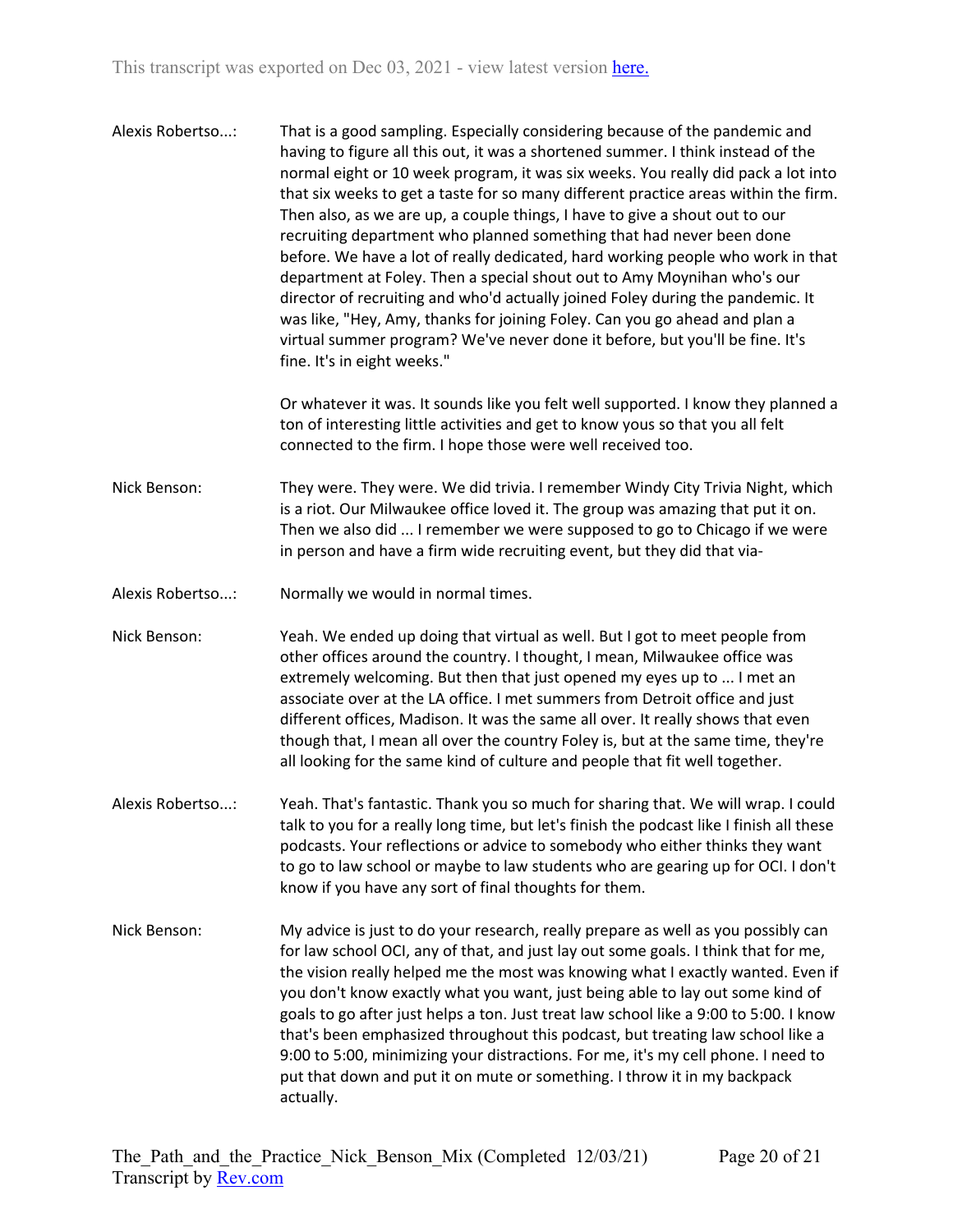Alexis Robertso...: That is a good sampling. Especially considering because of the pandemic and having to figure all this out, it was a shortened summer. I think instead of the normal eight or 10 week program, it was six weeks. You really did pack a lot into that six weeks to get a taste for so many different practice areas within the firm. Then also, as we are up, a couple things, I have to give a shout out to our recruiting department who planned something that had never been done before. We have a lot of really dedicated, hard working people who work in that department at Foley. Then a special shout out to Amy Moynihan who's our director of recruiting and who'd actually joined Foley during the pandemic. It was like, "Hey, Amy, thanks for joining Foley. Can you go ahead and plan a virtual summer program? We've never done it before, but you'll be fine. It's fine. It's in eight weeks."

Or whatever it was. It sounds like you felt well supported. I know they planned a ton of interesting little activities and get to know yous so that you all felt connected to the firm. I hope those were well received too.

Nick Benson: They were. They were. We did trivia. I remember Windy City Trivia Night, which is a riot. Our Milwaukee office loved it. The group was amazing that put it on. Then we also did ... I remember we were supposed to go to Chicago if we were in person and have a firm wide recruiting event, but they did that via-

Alexis Robertso...: Normally we would in normal times.

Nick Benson: Yeah. We ended up doing that virtual as well. But I got to meet people from other offices around the country. I thought, I mean, Milwaukee office was extremely welcoming. But then that just opened my eyes up to ... I met an associate over at the LA office. I met summers from Detroit office and just different offices, Madison. It was the same all over. It really shows that even though that, I mean all over the country Foley is, but at the same time, they're all looking for the same kind of culture and people that fit well together.

Alexis Robertso...: Yeah. That's fantastic. Thank you so much for sharing that. We will wrap. I could talk to you for a really long time, but let's finish the podcast like I finish all these podcasts. Your reflections or advice to somebody who either thinks they want to go to law school or maybe to law students who are gearing up for OCI. I don't know if you have any sort of final thoughts for them.

Nick Benson: My advice is just to do your research, really prepare as well as you possibly can for law school OCI, any of that, and just lay out some goals. I think that for me, the vision really helped me the most was knowing what I exactly wanted. Even if you don't know exactly what you want, just being able to lay out some kind of goals to go after just helps a ton. Just treat law school like a 9:00 to 5:00. I know that's been emphasized throughout this podcast, but treating law school like a 9:00 to 5:00, minimizing your distractions. For me, it's my cell phone. I need to put that down and put it on mute or something. I throw it in my backpack actually.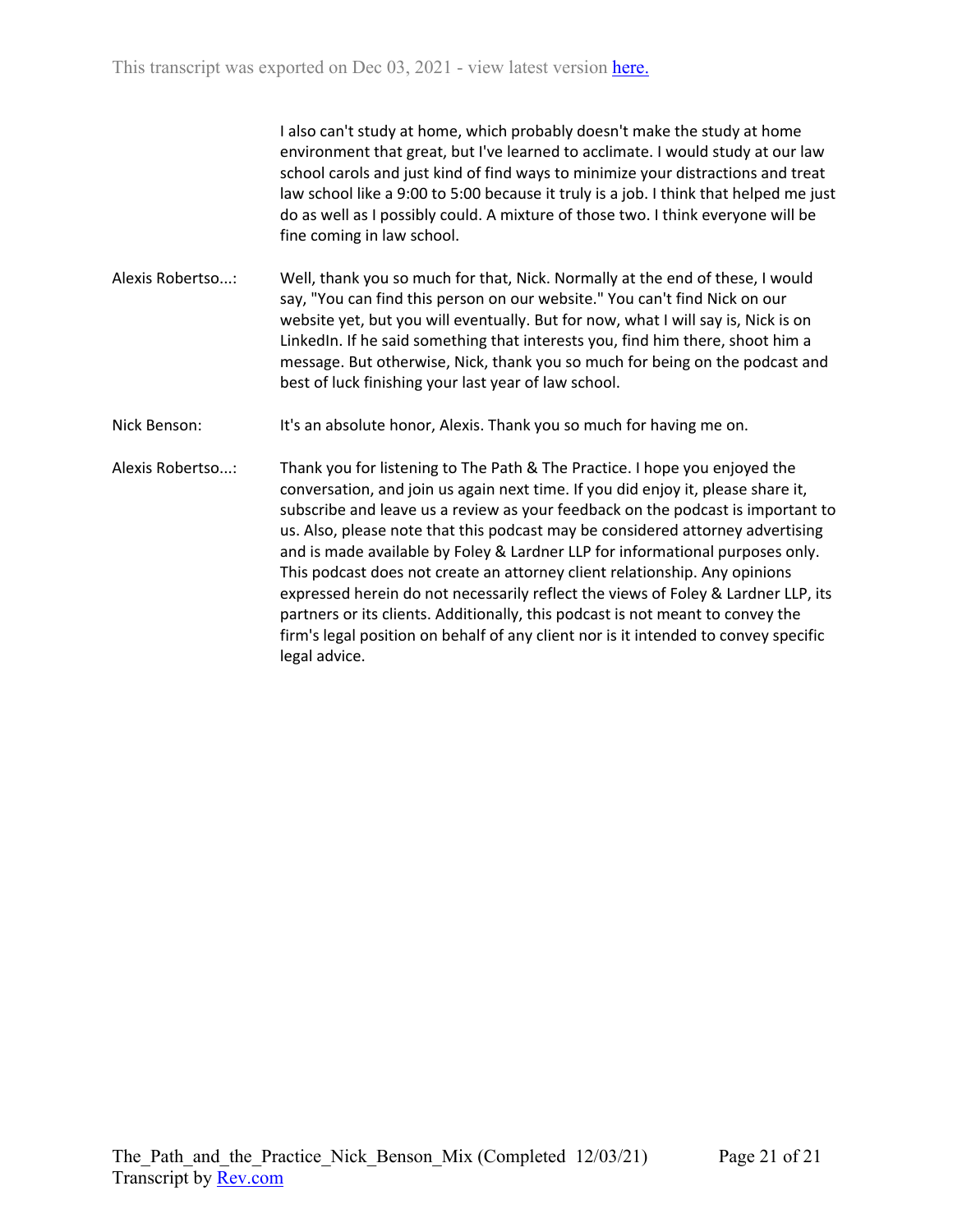I also can't study at home, which probably doesn't make the study at home environment that great, but I've learned to acclimate. I would study at our law school carols and just kind of find ways to minimize your distractions and treat law school like a 9:00 to 5:00 because it truly is a job. I think that helped me just do as well as I possibly could. A mixture of those two. I think everyone will be fine coming in law school.

**Alexis Robertso...:** Well, thank you so much for that, Nick. Normally at the end of these, I would say, "You can find this person on our website." You can't find Nick on our website yet, but you will eventually. But for now, what I will say is, Nick is on LinkedIn. If he said something that interests you, find him there, shoot him a message. But otherwise, Nick, thank you so much for being on the podcast and best of luck finishing your last year of law school.

**Nick Benson:** It's an absolute honor, Alexis. Thank you so much for having me on.

**Alexis Robertso...:** Thank you for listening to The Path & The Practice. I hope you enjoyed the conversation, and join us again next time. If you did enjoy it, please share it, subscribe and leave us a review as your feedback on the podcast is important to us. Also, please note that this podcast may be considered attorney advertising and is made available by Foley & Lardner LLP for informational purposes only. This podcast does not create an attorney client relationship. Any opinions expressed herein do not necessarily reflect the views of Foley & Lardner LLP, its partners or its clients. Additionally, this podcast is not meant to convey the firm's legal position on behalf of any client nor is it intended to convey specific legal advice.